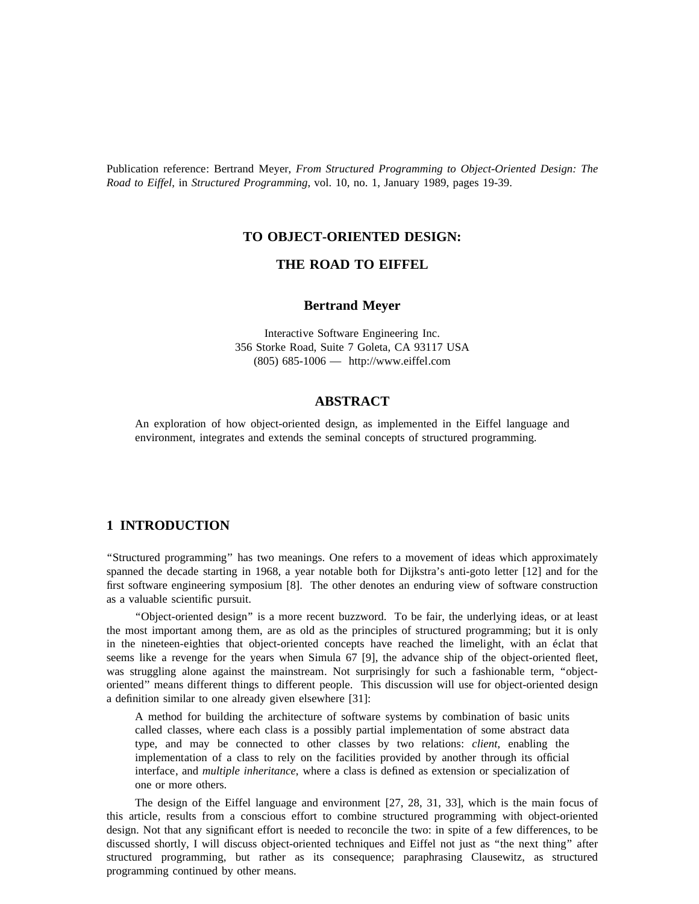Publication reference: Bertrand Meyer, *From Structured Programming to Object-Oriented Design: The Road to Eiffel*, in *Structured Programming*, vol. 10, no. 1, January 1989, pages 19-39.

# TO OBJECT-ORIENTED DESIGN:

# THE ROAD TO EIFFEL

**Bertrand Meyer**

Interactive Software Engineering Inc.
356 Storke Road, Suite 7 Goleta, CA 93117 USA
(805) 685-1006 — http://www.eiffel.com

## ABSTRACT

An exploration of how object-oriented design, as implemented in the Eiffel language and environment, integrates and extends the seminal concepts of structured programming.

## 1 INTRODUCTION

"Structured programming" has two meanings. One refers to a movement of ideas which approximately spanned the decade starting in 1968, a year notable both for Dijkstra's anti-goto letter [12] and for the first software engineering symposium [8]. The other denotes an enduring view of software construction as a valuable scientific pursuit.

"Object-oriented design" is a more recent buzzword. To be fair, the underlying ideas, or at least the most important among them, are as old as the principles of structured programming; but it is only in the nineteen-eighties that object-oriented concepts have reached the limelight, with an éclat that seems like a revenge for the years when Simula 67 [9], the advance ship of the object-oriented fleet, was struggling alone against the mainstream. Not surprisingly for such a fashionable term, "object-oriented" means different things to different people. This discussion will use for object-oriented design a definition similar to one already given elsewhere [31]:

> A method for building the architecture of software systems by combination of basic units called classes, where each class is a possibly partial implementation of some abstract data type, and may be connected to other classes by two relations: *client*, enabling the implementation of a class to rely on the facilities provided by another through its official interface, and *multiple inheritance*, where a class is defined as extension or specialization of one or more others.

The design of the Eiffel language and environment [27, 28, 31, 33], which is the main focus of this article, results from a conscious effort to combine structured programming with object-oriented design. Not that any significant effort is needed to reconcile the two: in spite of a few differences, to be discussed shortly, I will discuss object-oriented techniques and Eiffel not just as "the next thing" after structured programming, but rather as its consequence; paraphrasing Clausewitz, as structured programming continued by other means.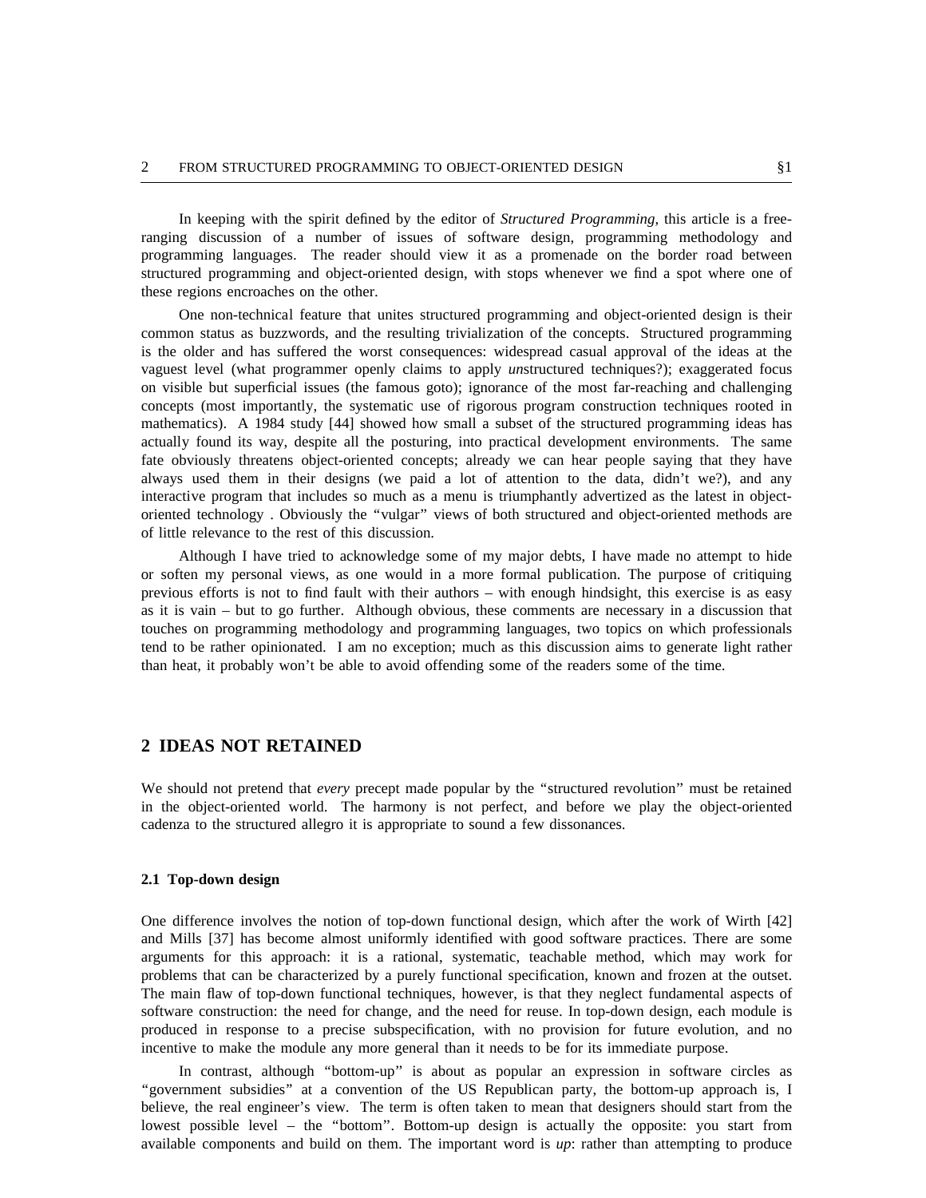In keeping with the spirit defined by the editor of *Structured Programming*, this article is a free-ranging discussion of a number of issues of software design, programming methodology and programming languages. The reader should view it as a promenade on the border road between structured programming and object-oriented design, with stops whenever we find a spot where one of these regions encroaches on the other.

One non-technical feature that unites structured programming and object-oriented design is their common status as buzzwords, and the resulting trivialization of the concepts. Structured programming is the older and has suffered the worst consequences: widespread casual approval of the ideas at the vaguest level (what programmer openly claims to apply *un*structured techniques?); exaggerated focus on visible but superficial issues (the famous goto); ignorance of the most far-reaching and challenging concepts (most importantly, the systematic use of rigorous program construction techniques rooted in mathematics). A 1984 study [44] showed how small a subset of the structured programming ideas has actually found its way, despite all the posturing, into practical development environments. The same fate obviously threatens object-oriented concepts; already we can hear people saying that they have always used them in their designs (we paid a lot of attention to the data, didn't we?), and any interactive program that includes so much as a menu is triumphantly advertized as the latest in object-oriented technology . Obviously the "vulgar" views of both structured and object-oriented methods are of little relevance to the rest of this discussion.

Although I have tried to acknowledge some of my major debts, I have made no attempt to hide or soften my personal views, as one would in a more formal publication. The purpose of critiquing previous efforts is not to find fault with their authors – with enough hindsight, this exercise is as easy as it is vain – but to go further. Although obvious, these comments are necessary in a discussion that touches on programming methodology and programming languages, two topics on which professionals tend to be rather opinionated. I am no exception; much as this discussion aims to generate light rather than heat, it probably won't be able to avoid offending some of the readers some of the time.

## 2 IDEAS NOT RETAINED

We should not pretend that *every* precept made popular by the "structured revolution" must be retained in the object-oriented world. The harmony is not perfect, and before we play the object-oriented cadenza to the structured allegro it is appropriate to sound a few dissonances.

### 2.1 Top-down design

One difference involves the notion of top-down functional design, which after the work of Wirth [42] and Mills [37] has become almost uniformly identified with good software practices. There are some arguments for this approach: it is a rational, systematic, teachable method, which may work for problems that can be characterized by a purely functional specification, known and frozen at the outset. The main flaw of top-down functional techniques, however, is that they neglect fundamental aspects of software construction: the need for change, and the need for reuse. In top-down design, each module is produced in response to a precise subspecification, with no provision for future evolution, and no incentive to make the module any more general than it needs to be for its immediate purpose.

In contrast, although "bottom-up" is about as popular an expression in software circles as "government subsidies" at a convention of the US Republican party, the bottom-up approach is, I believe, the real engineer's view. The term is often taken to mean that designers should start from the lowest possible level – the "bottom". Bottom-up design is actually the opposite: you start from available components and build on them. The important word is *up*: rather than attempting to produce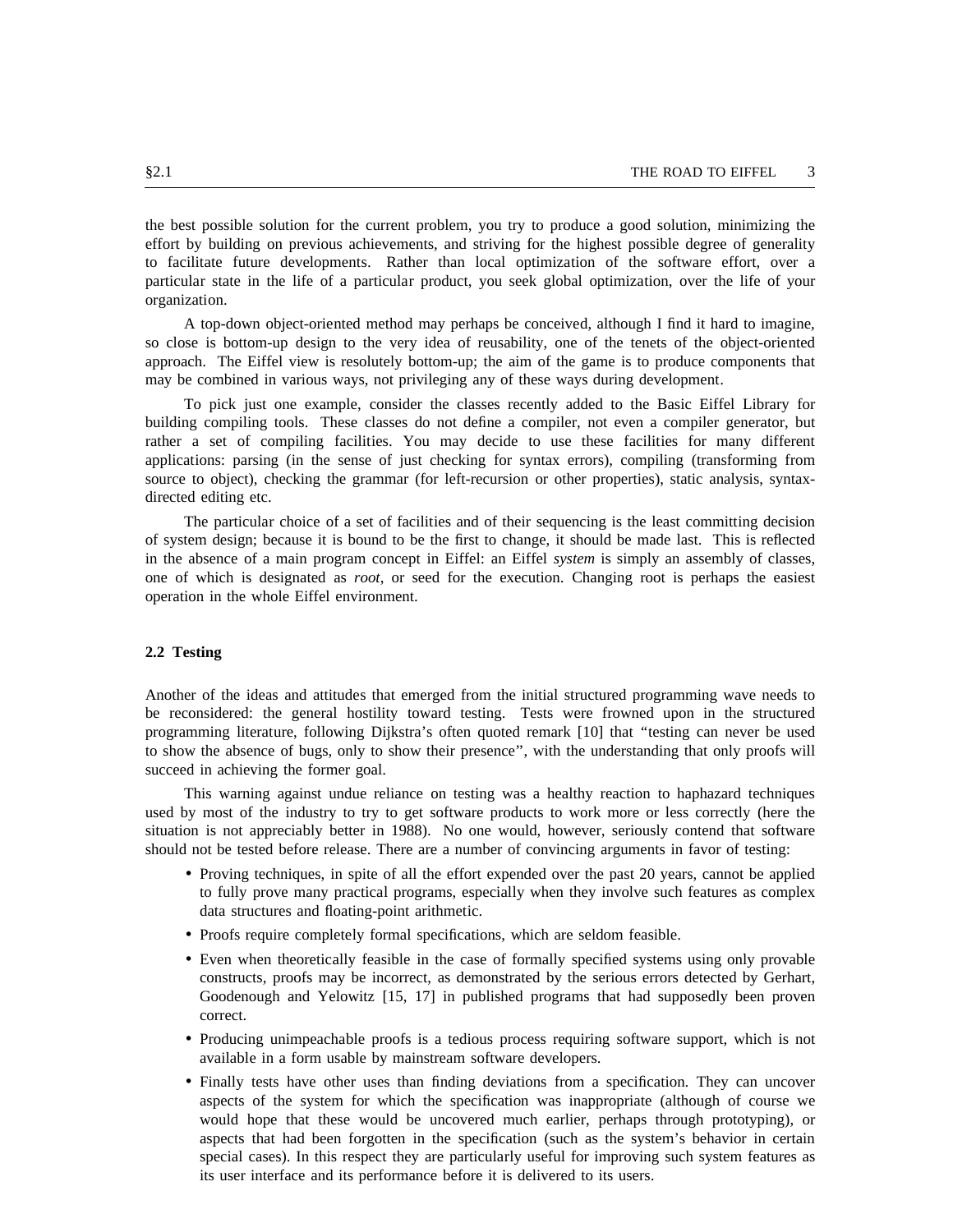the best possible solution for the current problem, you try to produce a good solution, minimizing the effort by building on previous achievements, and striving for the highest possible degree of generality to facilitate future developments. Rather than local optimization of the software effort, over a particular state in the life of a particular product, you seek global optimization, over the life of your organization.

A top-down object-oriented method may perhaps be conceived, although I find it hard to imagine, so close is bottom-up design to the very idea of reusability, one of the tenets of the object-oriented approach. The Eiffel view is resolutely bottom-up; the aim of the game is to produce components that may be combined in various ways, not privileging any of these ways during development.

To pick just one example, consider the classes recently added to the Basic Eiffel Library for building compiling tools. These classes do not define a compiler, not even a compiler generator, but rather a set of compiling facilities. You may decide to use these facilities for many different applications: parsing (in the sense of just checking for syntax errors), compiling (transforming from source to object), checking the grammar (for left-recursion or other properties), static analysis, syntax-directed editing etc.

The particular choice of a set of facilities and of their sequencing is the least committing decision of system design; because it is bound to be the first to change, it should be made last. This is reflected in the absence of a main program concept in Eiffel: an Eiffel *system* is simply an assembly of classes, one of which is designated as *root*, or seed for the execution. Changing root is perhaps the easiest operation in the whole Eiffel environment.

## 2.2 Testing

Another of the ideas and attitudes that emerged from the initial structured programming wave needs to be reconsidered: the general hostility toward testing. Tests were frowned upon in the structured programming literature, following Dijkstra's often quoted remark [10] that "testing can never be used to show the absence of bugs, only to show their presence", with the understanding that only proofs will succeed in achieving the former goal.

This warning against undue reliance on testing was a healthy reaction to haphazard techniques used by most of the industry to try to get software products to work more or less correctly (here the situation is not appreciably better in 1988). No one would, however, seriously contend that software should not be tested before release. There are a number of convincing arguments in favor of testing:

- Proving techniques, in spite of all the effort expended over the past 20 years, cannot be applied to fully prove many practical programs, especially when they involve such features as complex data structures and floating-point arithmetic.
- Proofs require completely formal specifications, which are seldom feasible.
- Even when theoretically feasible in the case of formally specified systems using only provable constructs, proofs may be incorrect, as demonstrated by the serious errors detected by Gerhart, Goodenough and Yelowitz [15, 17] in published programs that had supposedly been proven correct.
- Producing unimpeachable proofs is a tedious process requiring software support, which is not available in a form usable by mainstream software developers.
- Finally tests have other uses than finding deviations from a specification. They can uncover aspects of the system for which the specification was inappropriate (although of course we would hope that these would be uncovered much earlier, perhaps through prototyping), or aspects that had been forgotten in the specification (such as the system's behavior in certain special cases). In this respect they are particularly useful for improving such system features as its user interface and its performance before it is delivered to its users.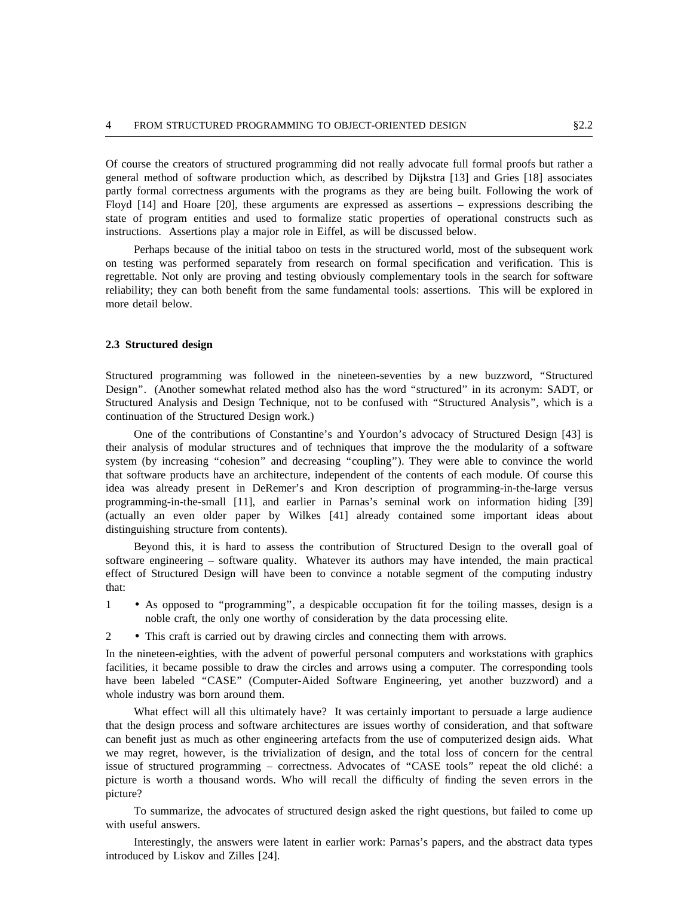Of course the creators of structured programming did not really advocate full formal proofs but rather a general method of software production which, as described by Dijkstra [13] and Gries [18] associates partly formal correctness arguments with the programs as they are being built. Following the work of Floyd [14] and Hoare [20], these arguments are expressed as assertions – expressions describing the state of program entities and used to formalize static properties of operational constructs such as instructions. Assertions play a major role in Eiffel, as will be discussed below.

Perhaps because of the initial taboo on tests in the structured world, most of the subsequent work on testing was performed separately from research on formal specification and verification. This is regrettable. Not only are proving and testing obviously complementary tools in the search for software reliability; they can both benefit from the same fundamental tools: assertions. This will be explored in more detail below.

### 2.3 Structured design

Structured programming was followed in the nineteen-seventies by a new buzzword, "Structured Design". (Another somewhat related method also has the word "structured" in its acronym: SADT, or Structured Analysis and Design Technique, not to be confused with "Structured Analysis", which is a continuation of the Structured Design work.)

One of the contributions of Constantine's and Yourdon's advocacy of Structured Design [43] is their analysis of modular structures and of techniques that improve the the modularity of a software system (by increasing "cohesion" and decreasing "coupling"). They were able to convince the world that software products have an architecture, independent of the contents of each module. Of course this idea was already present in DeRemer's and Kron description of programming-in-the-large versus programming-in-the-small [11], and earlier in Parnas's seminal work on information hiding [39] (actually an even older paper by Wilkes [41] already contained some important ideas about distinguishing structure from contents).

Beyond this, it is hard to assess the contribution of Structured Design to the overall goal of software engineering – software quality. Whatever its authors may have intended, the main practical effect of Structured Design will have been to convince a notable segment of the computing industry that:

1. As opposed to "programming", a despicable occupation fit for the toiling masses, design is a noble craft, the only one worthy of consideration by the data processing elite.
2. This craft is carried out by drawing circles and connecting them with arrows.

In the nineteen-eighties, with the advent of powerful personal computers and workstations with graphics facilities, it became possible to draw the circles and arrows using a computer. The corresponding tools have been labeled "CASE" (Computer-Aided Software Engineering, yet another buzzword) and a whole industry was born around them.

What effect will all this ultimately have? It was certainly important to persuade a large audience that the design process and software architectures are issues worthy of consideration, and that software can benefit just as much as other engineering artefacts from the use of computerized design aids. What we may regret, however, is the trivialization of design, and the total loss of concern for the central issue of structured programming – correctness. Advocates of "CASE tools" repeat the old cliché: a picture is worth a thousand words. Who will recall the difficulty of finding the seven errors in the picture?

To summarize, the advocates of structured design asked the right questions, but failed to come up with useful answers.

Interestingly, the answers were latent in earlier work: Parnas's papers, and the abstract data types introduced by Liskov and Zilles [24].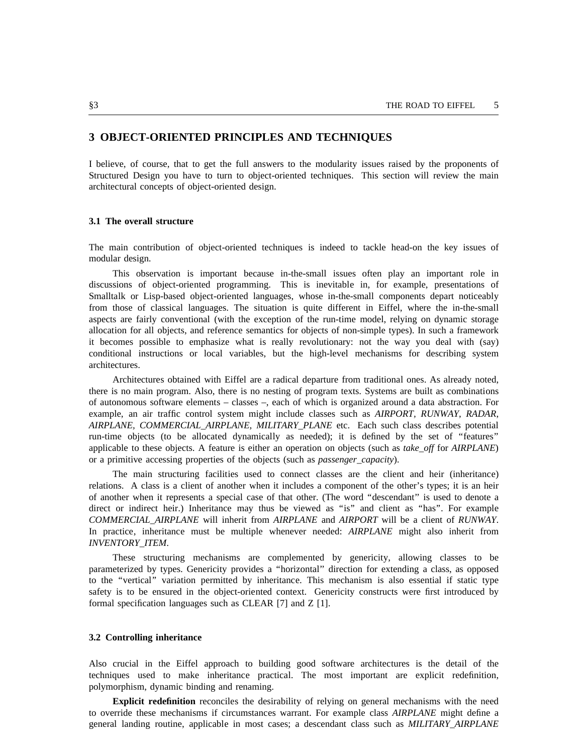## 3 OBJECT-ORIENTED PRINCIPLES AND TECHNIQUES

I believe, of course, that to get the full answers to the modularity issues raised by the proponents of Structured Design you have to turn to object-oriented techniques. This section will review the main architectural concepts of object-oriented design.

### 3.1 The overall structure

The main contribution of object-oriented techniques is indeed to tackle head-on the key issues of modular design.

This observation is important because in-the-small issues often play an important role in discussions of object-oriented programming. This is inevitable in, for example, presentations of Smalltalk or Lisp-based object-oriented languages, whose in-the-small components depart noticeably from those of classical languages. The situation is quite different in Eiffel, where the in-the-small aspects are fairly conventional (with the exception of the run-time model, relying on dynamic storage allocation for all objects, and reference semantics for objects of non-simple types). In such a framework it becomes possible to emphasize what is really revolutionary: not the way you deal with (say) conditional instructions or local variables, but the high-level mechanisms for describing system architectures.

Architectures obtained with Eiffel are a radical departure from traditional ones. As already noted, there is no main program. Also, there is no nesting of program texts. Systems are built as combinations of autonomous software elements – classes –, each of which is organized around a data abstraction. For example, an air traffic control system might include classes such as *AIRPORT*, *RUNWAY*, *RADAR*, *AIRPLANE*, *COMMERCIAL_AIRPLANE*, *MILITARY_PLANE* etc. Each such class describes potential run-time objects (to be allocated dynamically as needed); it is defined by the set of "features" applicable to these objects. A feature is either an operation on objects (such as *take_off* for *AIRPLANE*) or a primitive accessing properties of the objects (such as *passenger_capacity*).

The main structuring facilities used to connect classes are the client and heir (inheritance) relations. A class is a client of another when it includes a component of the other's types; it is an heir of another when it represents a special case of that other. (The word "descendant" is used to denote a direct or indirect heir.) Inheritance may thus be viewed as "is" and client as "has". For example *COMMERCIAL_AIRPLANE* will inherit from *AIRPLANE* and *AIRPORT* will be a client of *RUNWAY*. In practice, inheritance must be multiple whenever needed: *AIRPLANE* might also inherit from *INVENTORY_ITEM*.

These structuring mechanisms are complemented by genericity, allowing classes to be parameterized by types. Genericity provides a "horizontal" direction for extending a class, as opposed to the "vertical" variation permitted by inheritance. This mechanism is also essential if static type safety is to be ensured in the object-oriented context. Genericity constructs were first introduced by formal specification languages such as CLEAR [7] and Z [1].

### 3.2 Controlling inheritance

Also crucial in the Eiffel approach to building good software architectures is the detail of the techniques used to make inheritance practical. The most important are explicit redefinition, polymorphism, dynamic binding and renaming.

**Explicit redefinition** reconciles the desirability of relying on general mechanisms with the need to override these mechanisms if circumstances warrant. For example class *AIRPLANE* might define a general landing routine, applicable in most cases; a descendant class such as *MILITARY_AIRPLANE*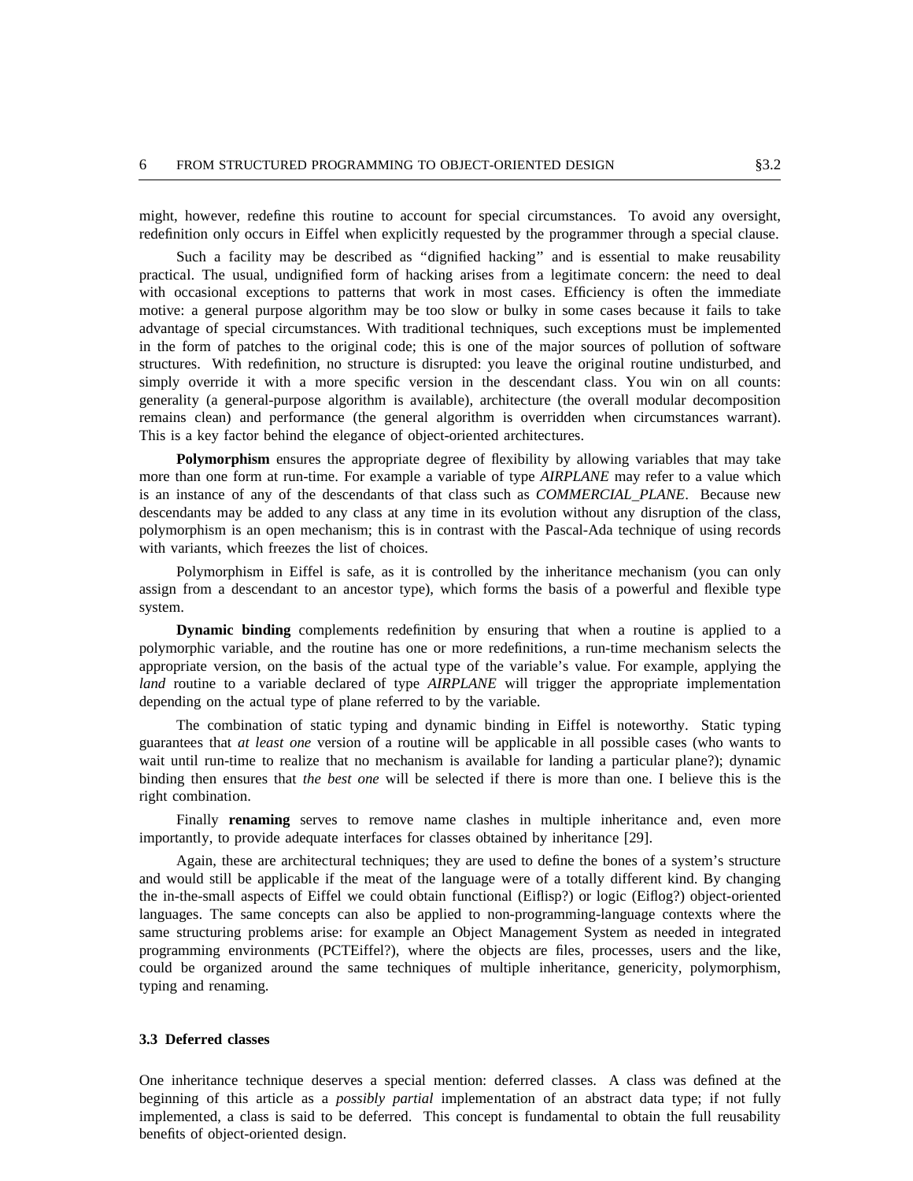might, however, redefine this routine to account for special circumstances. To avoid any oversight, redefinition only occurs in Eiffel when explicitly requested by the programmer through a special clause.

Such a facility may be described as "dignified hacking" and is essential to make reusability practical. The usual, undignified form of hacking arises from a legitimate concern: the need to deal with occasional exceptions to patterns that work in most cases. Efficiency is often the immediate motive: a general purpose algorithm may be too slow or bulky in some cases because it fails to take advantage of special circumstances. With traditional techniques, such exceptions must be implemented in the form of patches to the original code; this is one of the major sources of pollution of software structures. With redefinition, no structure is disrupted: you leave the original routine undisturbed, and simply override it with a more specific version in the descendant class. You win on all counts: generality (a general-purpose algorithm is available), architecture (the overall modular decomposition remains clean) and performance (the general algorithm is overridden when circumstances warrant). This is a key factor behind the elegance of object-oriented architectures.

**Polymorphism** ensures the appropriate degree of flexibility by allowing variables that may take more than one form at run-time. For example a variable of type *AIRPLANE* may refer to a value which is an instance of any of the descendants of that class such as *COMMERCIAL_PLANE*. Because new descendants may be added to any class at any time in its evolution without any disruption of the class, polymorphism is an open mechanism; this is in contrast with the Pascal-Ada technique of using records with variants, which freezes the list of choices.

Polymorphism in Eiffel is safe, as it is controlled by the inheritance mechanism (you can only assign from a descendant to an ancestor type), which forms the basis of a powerful and flexible type system.

**Dynamic binding** complements redefinition by ensuring that when a routine is applied to a polymorphic variable, and the routine has one or more redefinitions, a run-time mechanism selects the appropriate version, on the basis of the actual type of the variable's value. For example, applying the *land* routine to a variable declared of type *AIRPLANE* will trigger the appropriate implementation depending on the actual type of plane referred to by the variable.

The combination of static typing and dynamic binding in Eiffel is noteworthy. Static typing guarantees that *at least one* version of a routine will be applicable in all possible cases (who wants to wait until run-time to realize that no mechanism is available for landing a particular plane?); dynamic binding then ensures that *the best one* will be selected if there is more than one. I believe this is the right combination.

Finally **renaming** serves to remove name clashes in multiple inheritance and, even more importantly, to provide adequate interfaces for classes obtained by inheritance [29].

Again, these are architectural techniques; they are used to define the bones of a system's structure and would still be applicable if the meat of the language were of a totally different kind. By changing the in-the-small aspects of Eiffel we could obtain functional (Eiflisp?) or logic (Eiflog?) object-oriented languages. The same concepts can also be applied to non-programming-language contexts where the same structuring problems arise: for example an Object Management System as needed in integrated programming environments (PCTEiffel?), where the objects are files, processes, users and the like, could be organized around the same techniques of multiple inheritance, genericity, polymorphism, typing and renaming.

### 3.3 Deferred classes

One inheritance technique deserves a special mention: deferred classes. A class was defined at the beginning of this article as a *possibly partial* implementation of an abstract data type; if not fully implemented, a class is said to be deferred. This concept is fundamental to obtain the full reusability benefits of object-oriented design.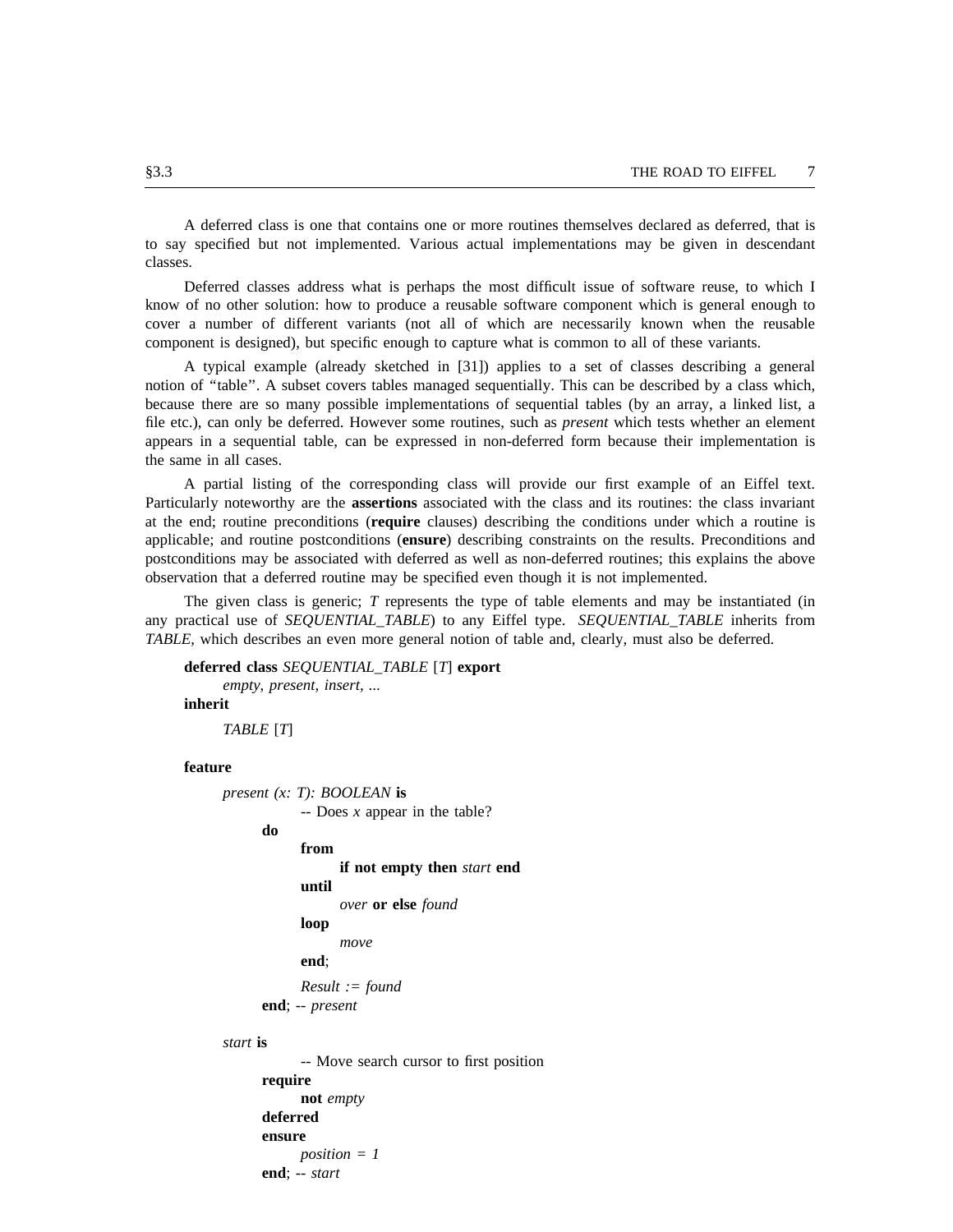A deferred class is one that contains one or more routines themselves declared as deferred, that is to say specified but not implemented. Various actual implementations may be given in descendant classes.

Deferred classes address what is perhaps the most difficult issue of software reuse, to which I know of no other solution: how to produce a reusable software component which is general enough to cover a number of different variants (not all of which are necessarily known when the reusable component is designed), but specific enough to capture what is common to all of these variants.

A typical example (already sketched in [31]) applies to a set of classes describing a general notion of "table". A subset covers tables managed sequentially. This can be described by a class which, because there are so many possible implementations of sequential tables (by an array, a linked list, a file etc.), can only be deferred. However some routines, such as *present* which tests whether an element appears in a sequential table, can be expressed in non-deferred form because their implementation is the same in all cases.

A partial listing of the corresponding class will provide our first example of an Eiffel text. Particularly noteworthy are the **assertions** associated with the class and its routines: the class invariant at the end; routine preconditions (**require** clauses) describing the conditions under which a routine is applicable; and routine postconditions (**ensure**) describing constraints on the results. Preconditions and postconditions may be associated with deferred as well as non-deferred routines; this explains the above observation that a deferred routine may be specified even though it is not implemented.

The given class is generic; *T* represents the type of table elements and may be instantiated (in any practical use of *SEQUENTIAL_TABLE*) to any Eiffel type. *SEQUENTIAL_TABLE* inherits from *TABLE*, which describes an even more general notion of table and, clearly, must also be deferred.

```
deferred class SEQUENTIAL_TABLE [T] export
        empty, present, insert, ...
inherit
        TABLE [T]

feature
        present (x: T): BOOLEAN is
                        -- Does x appear in the table?
                do
                        from
                                if not empty then start end
                        until
                                over or else found
                        loop
                                move
                        end;
                        Result := found
                end; -- present

        start is
                        -- Move search cursor to first position
                require
                        not empty
                deferred
                ensure
                        position = 1
                end; -- start
```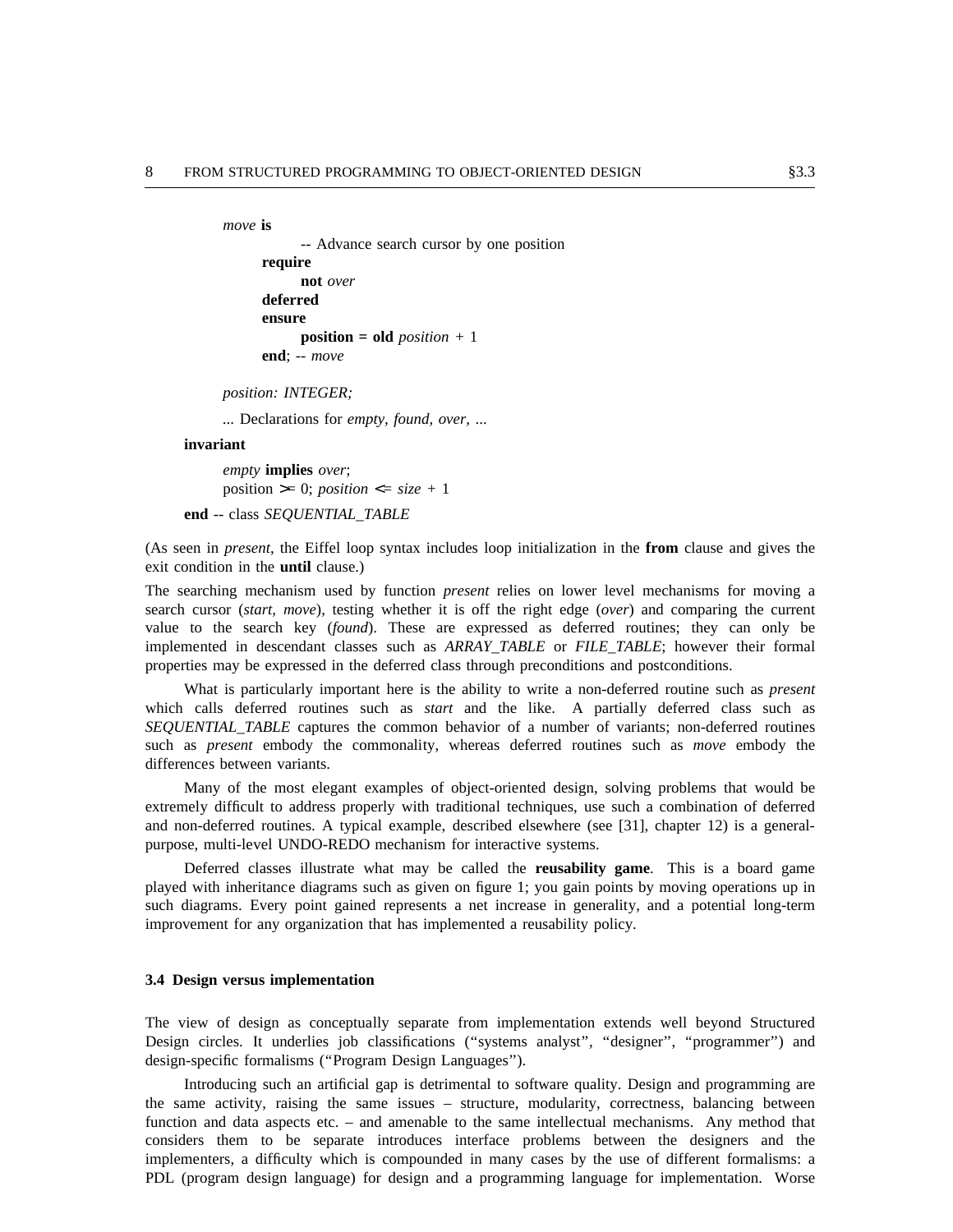```
    move is
            -- Advance search cursor by one position
        require
            not over
        deferred
        ensure
            position = old position + 1
        end; -- move

    position: INTEGER;

    ... Declarations for empty, found, over, ...

invariant

    empty implies over;
    position >= 0; position <= size + 1

end -- class SEQUENTIAL_TABLE
```

(As seen in *present*, the Eiffel loop syntax includes loop initialization in the **from** clause and gives the exit condition in the **until** clause.)

The searching mechanism used by function *present* relies on lower level mechanisms for moving a search cursor (*start, move*), testing whether it is off the right edge (*over*) and comparing the current value to the search key (*found*). These are expressed as deferred routines; they can only be implemented in descendant classes such as *ARRAY_TABLE* or *FILE_TABLE*; however their formal properties may be expressed in the deferred class through preconditions and postconditions.

What is particularly important here is the ability to write a non-deferred routine such as *present* which calls deferred routines such as *start* and the like. A partially deferred class such as *SEQUENTIAL_TABLE* captures the common behavior of a number of variants; non-deferred routines such as *present* embody the commonality, whereas deferred routines such as *move* embody the differences between variants.

Many of the most elegant examples of object-oriented design, solving problems that would be extremely difficult to address properly with traditional techniques, use such a combination of deferred and non-deferred routines. A typical example, described elsewhere (see [31], chapter 12) is a general-purpose, multi-level UNDO-REDO mechanism for interactive systems.

Deferred classes illustrate what may be called the **reusability game**. This is a board game played with inheritance diagrams such as given on figure 1; you gain points by moving operations up in such diagrams. Every point gained represents a net increase in generality, and a potential long-term improvement for any organization that has implemented a reusability policy.

### 3.4 Design versus implementation

The view of design as conceptually separate from implementation extends well beyond Structured Design circles. It underlies job classifications ("systems analyst", "designer", "programmer") and design-specific formalisms ("Program Design Languages").

Introducing such an artificial gap is detrimental to software quality. Design and programming are the same activity, raising the same issues – structure, modularity, correctness, balancing between function and data aspects etc. – and amenable to the same intellectual mechanisms. Any method that considers them to be separate introduces interface problems between the designers and the implementers, a difficulty which is compounded in many cases by the use of different formalisms: a PDL (program design language) for design and a programming language for implementation. Worse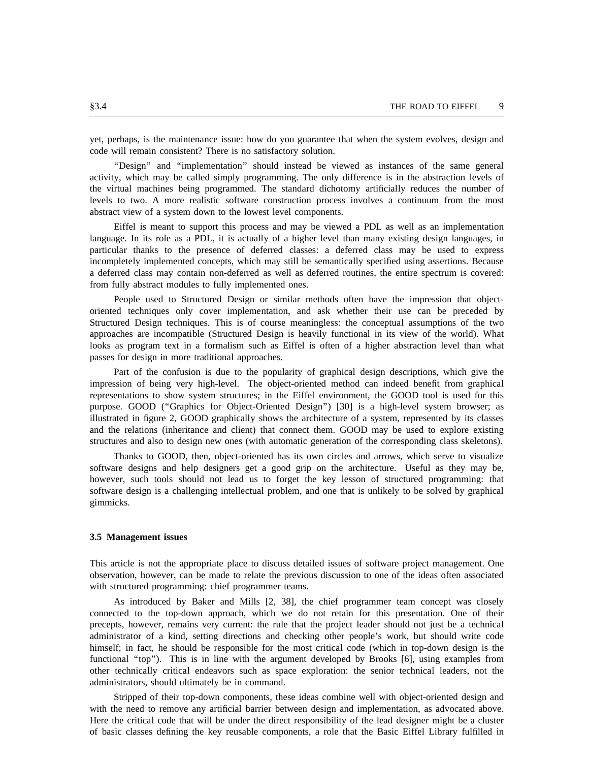yet, perhaps, is the maintenance issue: how do you guarantee that when the system evolves, design and code will remain consistent? There is no satisfactory solution.

"Design" and "implementation" should instead be viewed as instances of the same general activity, which may be called simply programming. The only difference is in the abstraction levels of the virtual machines being programmed. The standard dichotomy artificially reduces the number of levels to two. A more realistic software construction process involves a continuum from the most abstract view of a system down to the lowest level components.

Eiffel is meant to support this process and may be viewed a PDL as well as an implementation language. In its role as a PDL, it is actually of a higher level than many existing design languages, in particular thanks to the presence of deferred classes: a deferred class may be used to express incompletely implemented concepts, which may still be semantically specified using assertions. Because a deferred class may contain non-deferred as well as deferred routines, the entire spectrum is covered: from fully abstract modules to fully implemented ones.

People used to Structured Design or similar methods often have the impression that object-oriented techniques only cover implementation, and ask whether their use can be preceded by Structured Design techniques. This is of course meaningless: the conceptual assumptions of the two approaches are incompatible (Structured Design is heavily functional in its view of the world). What looks as program text in a formalism such as Eiffel is often of a higher abstraction level than what passes for design in more traditional approaches.

Part of the confusion is due to the popularity of graphical design descriptions, which give the impression of being very high-level. The object-oriented method can indeed benefit from graphical representations to show system structures; in the Eiffel environment, the GOOD tool is used for this purpose. GOOD ("Graphics for Object-Oriented Design") [30] is a high-level system browser; as illustrated in figure 2, GOOD graphically shows the architecture of a system, represented by its classes and the relations (inheritance and client) that connect them. GOOD may be used to explore existing structures and also to design new ones (with automatic generation of the corresponding class skeletons).

Thanks to GOOD, then, object-oriented has its own circles and arrows, which serve to visualize software designs and help designers get a good grip on the architecture. Useful as they may be, however, such tools should not lead us to forget the key lesson of structured programming: that software design is a challenging intellectual problem, and one that is unlikely to be solved by graphical gimmicks.

### 3.5 Management issues

This article is not the appropriate place to discuss detailed issues of software project management. One observation, however, can be made to relate the previous discussion to one of the ideas often associated with structured programming: chief programmer teams.

As introduced by Baker and Mills [2, 38], the chief programmer team concept was closely connected to the top-down approach, which we do not retain for this presentation. One of their precepts, however, remains very current: the rule that the project leader should not just be a technical administrator of a kind, setting directions and checking other people's work, but should write code himself; in fact, he should be responsible for the most critical code (which in top-down design is the functional "top"). This is in line with the argument developed by Brooks [6], using examples from other technically critical endeavors such as space exploration: the senior technical leaders, not the administrators, should ultimately be in command.

Stripped of their top-down components, these ideas combine well with object-oriented design and with the need to remove any artificial barrier between design and implementation, as advocated above. Here the critical code that will be under the direct responsibility of the lead designer might be a cluster of basic classes defining the key reusable components, a role that the Basic Eiffel Library fulfilled in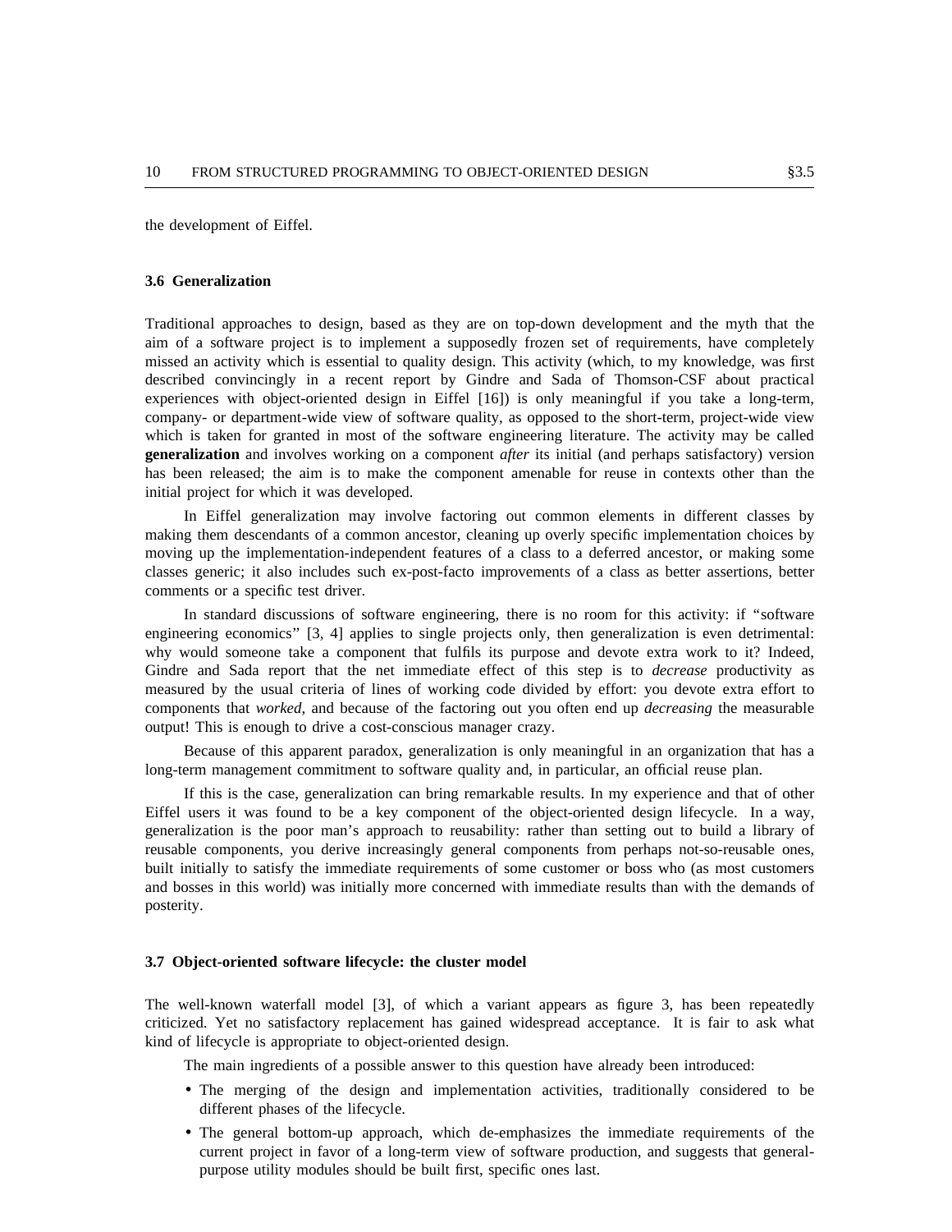the development of Eiffel.

### 3.6 Generalization

Traditional approaches to design, based as they are on top-down development and the myth that the aim of a software project is to implement a supposedly frozen set of requirements, have completely missed an activity which is essential to quality design. This activity (which, to my knowledge, was first described convincingly in a recent report by Gindre and Sada of Thomson-CSF about practical experiences with object-oriented design in Eiffel [16]) is only meaningful if you take a long-term, company- or department-wide view of software quality, as opposed to the short-term, project-wide view which is taken for granted in most of the software engineering literature. The activity may be called **generalization** and involves working on a component *after* its initial (and perhaps satisfactory) version has been released; the aim is to make the component amenable for reuse in contexts other than the initial project for which it was developed.

In Eiffel generalization may involve factoring out common elements in different classes by making them descendants of a common ancestor, cleaning up overly specific implementation choices by moving up the implementation-independent features of a class to a deferred ancestor, or making some classes generic; it also includes such ex-post-facto improvements of a class as better assertions, better comments or a specific test driver.

In standard discussions of software engineering, there is no room for this activity: if "software engineering economics" [3, 4] applies to single projects only, then generalization is even detrimental: why would someone take a component that fulfils its purpose and devote extra work to it? Indeed, Gindre and Sada report that the net immediate effect of this step is to *decrease* productivity as measured by the usual criteria of lines of working code divided by effort: you devote extra effort to components that *worked*, and because of the factoring out you often end up *decreasing* the measurable output! This is enough to drive a cost-conscious manager crazy.

Because of this apparent paradox, generalization is only meaningful in an organization that has a long-term management commitment to software quality and, in particular, an official reuse plan.

If this is the case, generalization can bring remarkable results. In my experience and that of other Eiffel users it was found to be a key component of the object-oriented design lifecycle. In a way, generalization is the poor man's approach to reusability: rather than setting out to build a library of reusable components, you derive increasingly general components from perhaps not-so-reusable ones, built initially to satisfy the immediate requirements of some customer or boss who (as most customers and bosses in this world) was initially more concerned with immediate results than with the demands of posterity.

### 3.7 Object-oriented software lifecycle: the cluster model

The well-known waterfall model [3], of which a variant appears as figure 3, has been repeatedly criticized. Yet no satisfactory replacement has gained widespread acceptance. It is fair to ask what kind of lifecycle is appropriate to object-oriented design.

The main ingredients of a possible answer to this question have already been introduced:

- The merging of the design and implementation activities, traditionally considered to be different phases of the lifecycle.
- The general bottom-up approach, which de-emphasizes the immediate requirements of the current project in favor of a long-term view of software production, and suggests that general-purpose utility modules should be built first, specific ones last.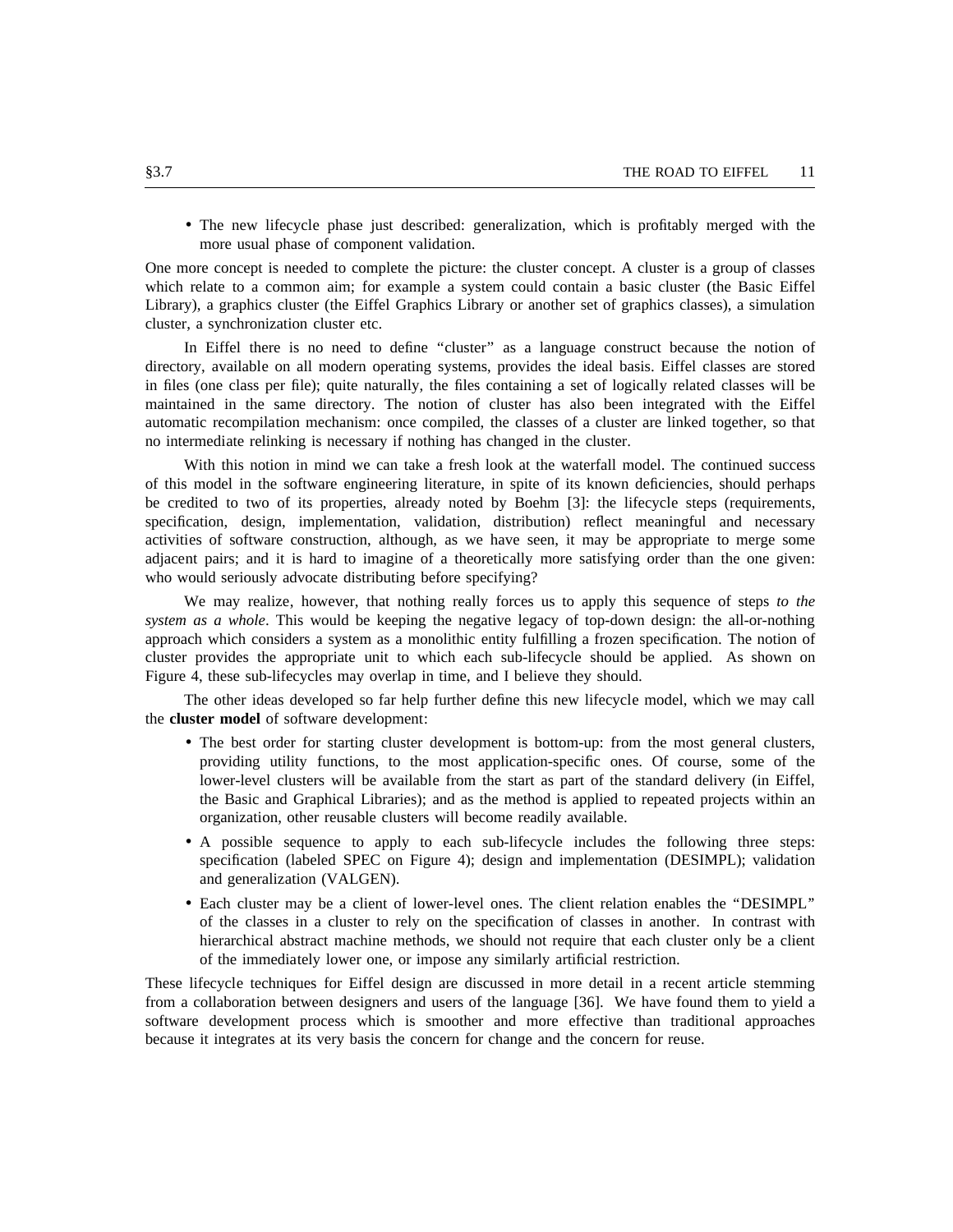- The new lifecycle phase just described: generalization, which is profitably merged with the more usual phase of component validation.

One more concept is needed to complete the picture: the cluster concept. A cluster is a group of classes which relate to a common aim; for example a system could contain a basic cluster (the Basic Eiffel Library), a graphics cluster (the Eiffel Graphics Library or another set of graphics classes), a simulation cluster, a synchronization cluster etc.

In Eiffel there is no need to define "cluster" as a language construct because the notion of directory, available on all modern operating systems, provides the ideal basis. Eiffel classes are stored in files (one class per file); quite naturally, the files containing a set of logically related classes will be maintained in the same directory. The notion of cluster has also been integrated with the Eiffel automatic recompilation mechanism: once compiled, the classes of a cluster are linked together, so that no intermediate relinking is necessary if nothing has changed in the cluster.

With this notion in mind we can take a fresh look at the waterfall model. The continued success of this model in the software engineering literature, in spite of its known deficiencies, should perhaps be credited to two of its properties, already noted by Boehm [3]: the lifecycle steps (requirements, specification, design, implementation, validation, distribution) reflect meaningful and necessary activities of software construction, although, as we have seen, it may be appropriate to merge some adjacent pairs; and it is hard to imagine of a theoretically more satisfying order than the one given: who would seriously advocate distributing before specifying?

We may realize, however, that nothing really forces us to apply this sequence of steps *to the system as a whole*. This would be keeping the negative legacy of top-down design: the all-or-nothing approach which considers a system as a monolithic entity fulfilling a frozen specification. The notion of cluster provides the appropriate unit to which each sub-lifecycle should be applied. As shown on Figure 4, these sub-lifecycles may overlap in time, and I believe they should.

The other ideas developed so far help further define this new lifecycle model, which we may call the **cluster model** of software development:

- The best order for starting cluster development is bottom-up: from the most general clusters, providing utility functions, to the most application-specific ones. Of course, some of the lower-level clusters will be available from the start as part of the standard delivery (in Eiffel, the Basic and Graphical Libraries); and as the method is applied to repeated projects within an organization, other reusable clusters will become readily available.
- A possible sequence to apply to each sub-lifecycle includes the following three steps: specification (labeled SPEC on Figure 4); design and implementation (DESIMPL); validation and generalization (VALGEN).
- Each cluster may be a client of lower-level ones. The client relation enables the "DESIMPL" of the classes in a cluster to rely on the specification of classes in another. In contrast with hierarchical abstract machine methods, we should not require that each cluster only be a client of the immediately lower one, or impose any similarly artificial restriction.

These lifecycle techniques for Eiffel design are discussed in more detail in a recent article stemming from a collaboration between designers and users of the language [36]. We have found them to yield a software development process which is smoother and more effective than traditional approaches because it integrates at its very basis the concern for change and the concern for reuse.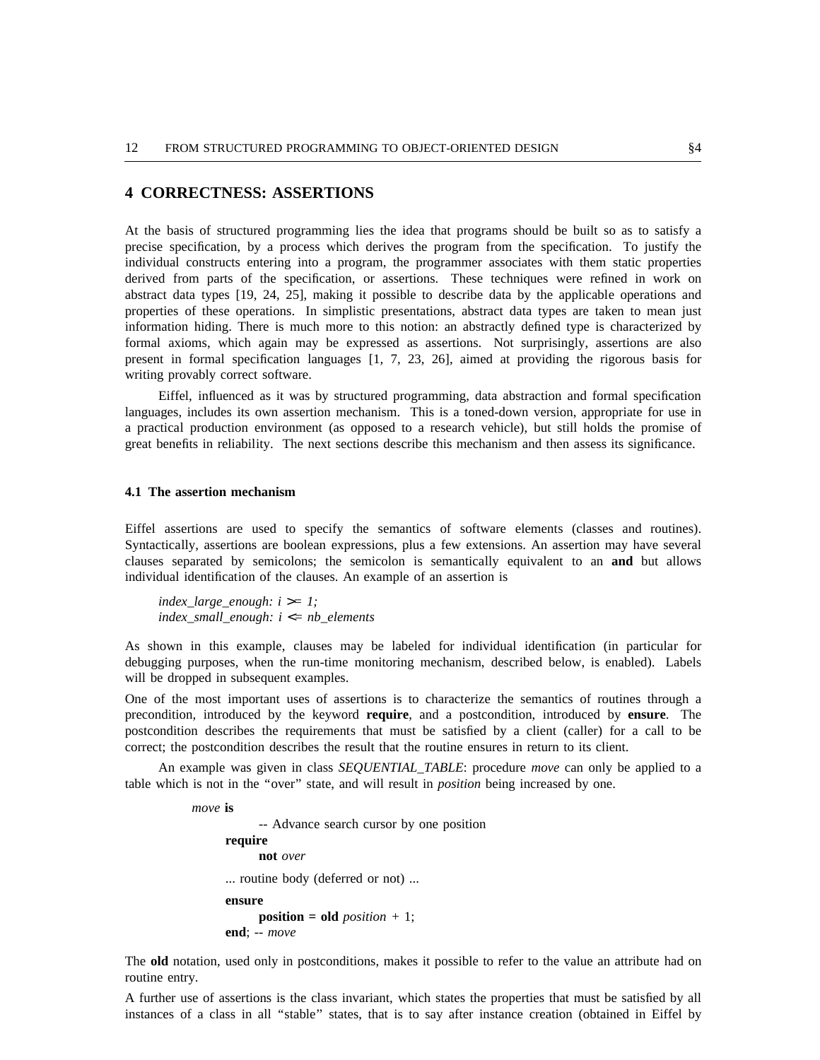# 4 CORRECTNESS: ASSERTIONS

At the basis of structured programming lies the idea that programs should be built so as to satisfy a precise specification, by a process which derives the program from the specification. To justify the individual constructs entering into a program, the programmer associates with them static properties derived from parts of the specification, or assertions. These techniques were refined in work on abstract data types [19, 24, 25], making it possible to describe data by the applicable operations and properties of these operations. In simplistic presentations, abstract data types are taken to mean just information hiding. There is much more to this notion: an abstractly defined type is characterized by formal axioms, which again may be expressed as assertions. Not surprisingly, assertions are also present in formal specification languages [1, 7, 23, 26], aimed at providing the rigorous basis for writing provably correct software.

Eiffel, influenced as it was by structured programming, data abstraction and formal specification languages, includes its own assertion mechanism. This is a toned-down version, appropriate for use in a practical production environment (as opposed to a research vehicle), but still holds the promise of great benefits in reliability. The next sections describe this mechanism and then assess its significance.

### 4.1 The assertion mechanism

Eiffel assertions are used to specify the semantics of software elements (classes and routines). Syntactically, assertions are boolean expressions, plus a few extensions. An assertion may have several clauses separated by semicolons; the semicolon is semantically equivalent to an **and** but allows individual identification of the clauses. An example of an assertion is

```
index_large_enough: i >= 1;
index_small_enough: i <= nb_elements
```

As shown in this example, clauses may be labeled for individual identification (in particular for debugging purposes, when the run-time monitoring mechanism, described below, is enabled). Labels will be dropped in subsequent examples.

One of the most important uses of assertions is to characterize the semantics of routines through a precondition, introduced by the keyword **require**, and a postcondition, introduced by **ensure**. The postcondition describes the requirements that must be satisfied by a client (caller) for a call to be correct; the postcondition describes the result that the routine ensures in return to its client.

An example was given in class *SEQUENTIAL_TABLE*: procedure *move* can only be applied to a table which is not in the "over" state, and will result in *position* being increased by one.

```
move is
        -- Advance search cursor by one position
    require
        not over
    ... routine body (deferred or not) ...
    ensure
        position = old position + 1;
    end; -- move
```

The **old** notation, used only in postconditions, makes it possible to refer to the value an attribute had on routine entry.

A further use of assertions is the class invariant, which states the properties that must be satisfied by all instances of a class in all "stable" states, that is to say after instance creation (obtained in Eiffel by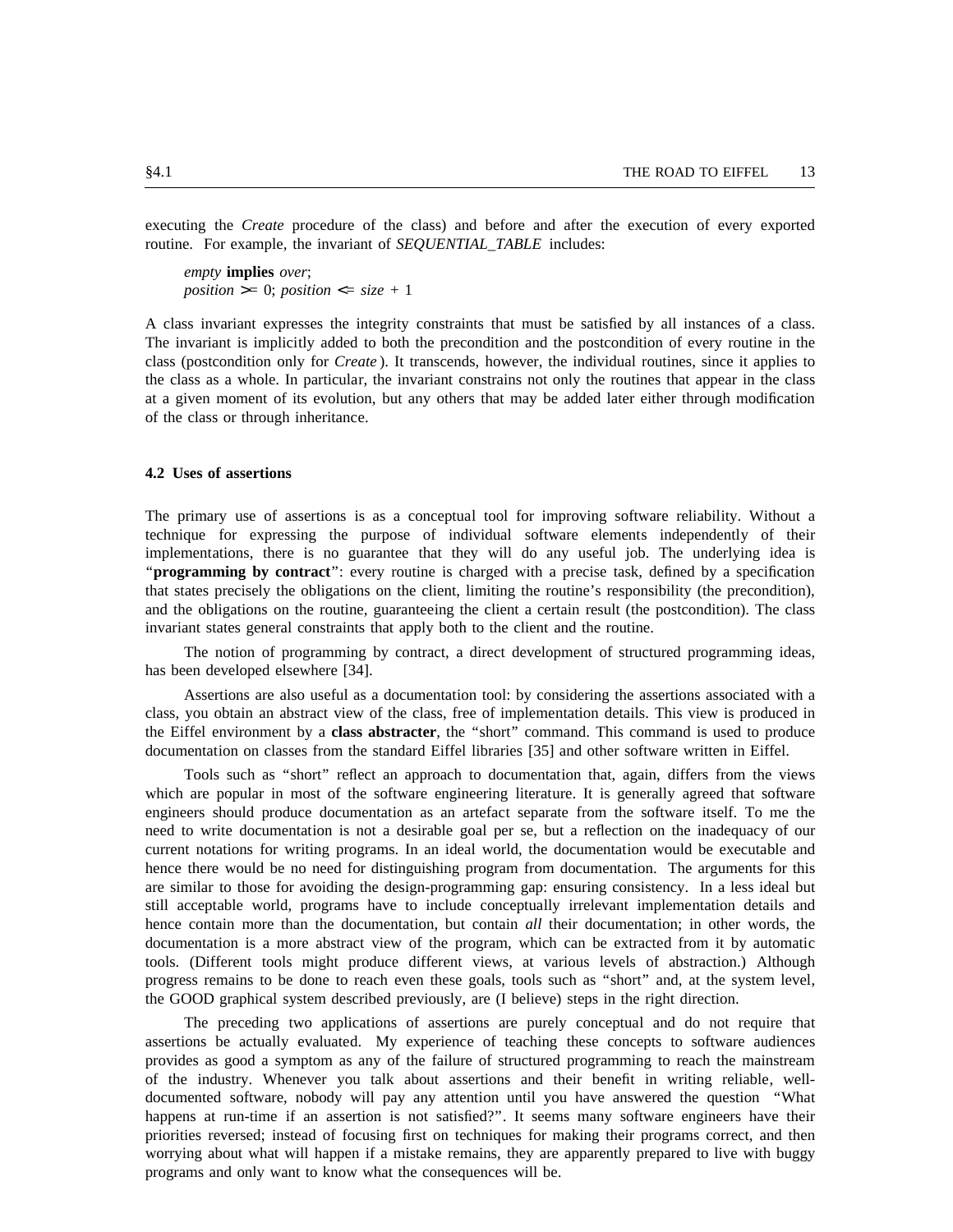executing the *Create* procedure of the class) and before and after the execution of every exported routine. For example, the invariant of *SEQUENTIAL_TABLE* includes:

> *empty* **implies** *over*;
> *position* >= 0; *position* <= *size* + 1

A class invariant expresses the integrity constraints that must be satisfied by all instances of a class. The invariant is implicitly added to both the precondition and the postcondition of every routine in the class (postcondition only for *Create*). It transcends, however, the individual routines, since it applies to the class as a whole. In particular, the invariant constrains not only the routines that appear in the class at a given moment of its evolution, but any others that may be added later either through modification of the class or through inheritance.

### 4.2 Uses of assertions

The primary use of assertions is as a conceptual tool for improving software reliability. Without a technique for expressing the purpose of individual software elements independently of their implementations, there is no guarantee that they will do any useful job. The underlying idea is "**programming by contract**": every routine is charged with a precise task, defined by a specification that states precisely the obligations on the client, limiting the routine's responsibility (the precondition), and the obligations on the routine, guaranteeing the client a certain result (the postcondition). The class invariant states general constraints that apply both to the client and the routine.

The notion of programming by contract, a direct development of structured programming ideas, has been developed elsewhere [34].

Assertions are also useful as a documentation tool: by considering the assertions associated with a class, you obtain an abstract view of the class, free of implementation details. This view is produced in the Eiffel environment by a **class abstracter**, the "short" command. This command is used to produce documentation on classes from the standard Eiffel libraries [35] and other software written in Eiffel.

Tools such as "short" reflect an approach to documentation that, again, differs from the views which are popular in most of the software engineering literature. It is generally agreed that software engineers should produce documentation as an artefact separate from the software itself. To me the need to write documentation is not a desirable goal per se, but a reflection on the inadequacy of our current notations for writing programs. In an ideal world, the documentation would be executable and hence there would be no need for distinguishing program from documentation. The arguments for this are similar to those for avoiding the design-programming gap: ensuring consistency. In a less ideal but still acceptable world, programs have to include conceptually irrelevant implementation details and hence contain more than the documentation, but contain *all* their documentation; in other words, the documentation is a more abstract view of the program, which can be extracted from it by automatic tools. (Different tools might produce different views, at various levels of abstraction.) Although progress remains to be done to reach even these goals, tools such as "short" and, at the system level, the GOOD graphical system described previously, are (I believe) steps in the right direction.

The preceding two applications of assertions are purely conceptual and do not require that assertions be actually evaluated. My experience of teaching these concepts to software audiences provides as good a symptom as any of the failure of structured programming to reach the mainstream of the industry. Whenever you talk about assertions and their benefit in writing reliable, well-documented software, nobody will pay any attention until you have answered the question "What happens at run-time if an assertion is not satisfied?". It seems many software engineers have their priorities reversed; instead of focusing first on techniques for making their programs correct, and then worrying about what will happen if a mistake remains, they are apparently prepared to live with buggy programs and only want to know what the consequences will be.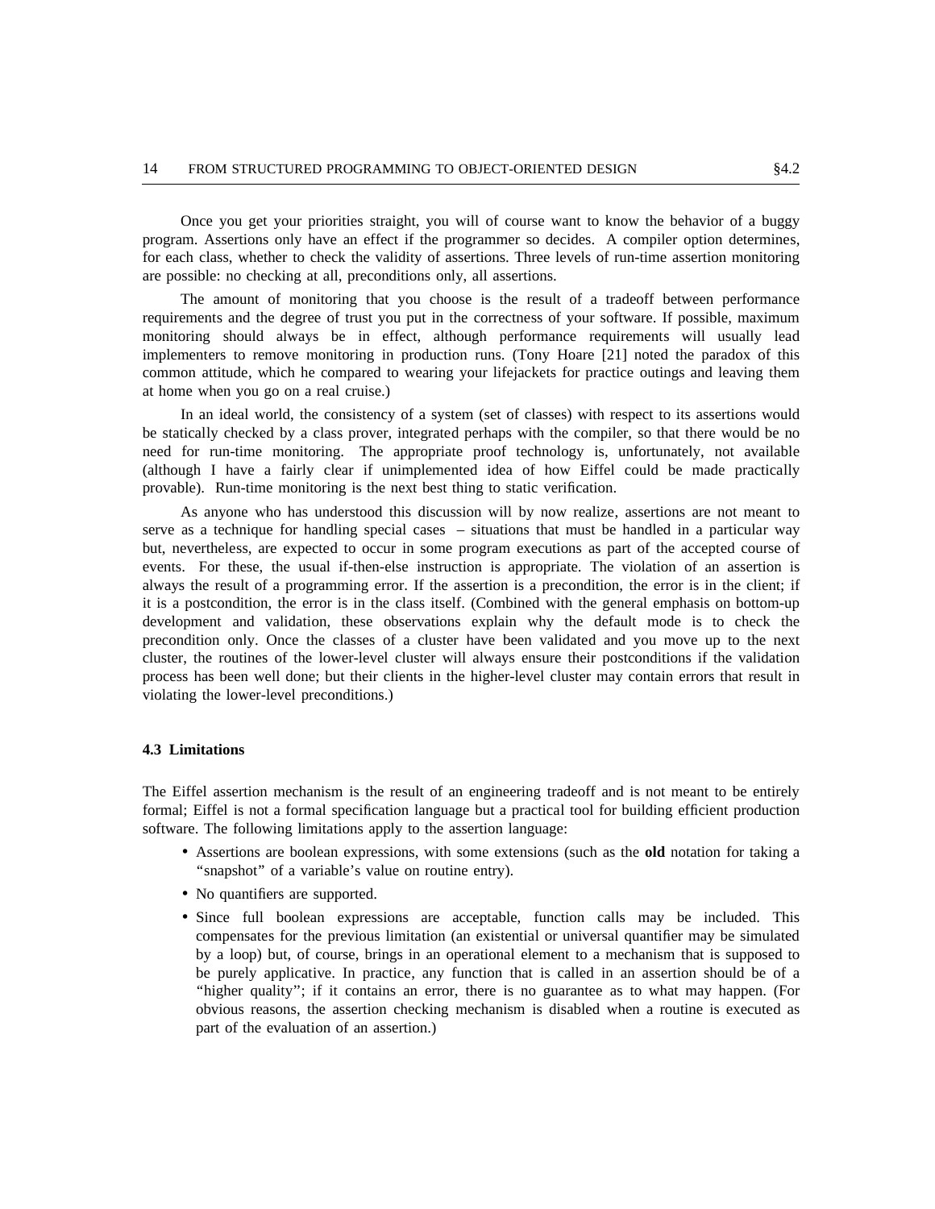Once you get your priorities straight, you will of course want to know the behavior of a buggy program. Assertions only have an effect if the programmer so decides. A compiler option determines, for each class, whether to check the validity of assertions. Three levels of run-time assertion monitoring are possible: no checking at all, preconditions only, all assertions.

The amount of monitoring that you choose is the result of a tradeoff between performance requirements and the degree of trust you put in the correctness of your software. If possible, maximum monitoring should always be in effect, although performance requirements will usually lead implementers to remove monitoring in production runs. (Tony Hoare [21] noted the paradox of this common attitude, which he compared to wearing your lifejackets for practice outings and leaving them at home when you go on a real cruise.)

In an ideal world, the consistency of a system (set of classes) with respect to its assertions would be statically checked by a class prover, integrated perhaps with the compiler, so that there would be no need for run-time monitoring. The appropriate proof technology is, unfortunately, not available (although I have a fairly clear if unimplemented idea of how Eiffel could be made practically provable). Run-time monitoring is the next best thing to static verification.

As anyone who has understood this discussion will by now realize, assertions are not meant to serve as a technique for handling special cases – situations that must be handled in a particular way but, nevertheless, are expected to occur in some program executions as part of the accepted course of events. For these, the usual if-then-else instruction is appropriate. The violation of an assertion is always the result of a programming error. If the assertion is a precondition, the error is in the client; if it is a postcondition, the error is in the class itself. (Combined with the general emphasis on bottom-up development and validation, these observations explain why the default mode is to check the precondition only. Once the classes of a cluster have been validated and you move up to the next cluster, the routines of the lower-level cluster will always ensure their postconditions if the validation process has been well done; but their clients in the higher-level cluster may contain errors that result in violating the lower-level preconditions.)

### 4.3 Limitations

The Eiffel assertion mechanism is the result of an engineering tradeoff and is not meant to be entirely formal; Eiffel is not a formal specification language but a practical tool for building efficient production software. The following limitations apply to the assertion language:

- Assertions are boolean expressions, with some extensions (such as the **old** notation for taking a "snapshot" of a variable's value on routine entry).
- No quantifiers are supported.
- Since full boolean expressions are acceptable, function calls may be included. This compensates for the previous limitation (an existential or universal quantifier may be simulated by a loop) but, of course, brings in an operational element to a mechanism that is supposed to be purely applicative. In practice, any function that is called in an assertion should be of a "higher quality"; if it contains an error, there is no guarantee as to what may happen. (For obvious reasons, the assertion checking mechanism is disabled when a routine is executed as part of the evaluation of an assertion.)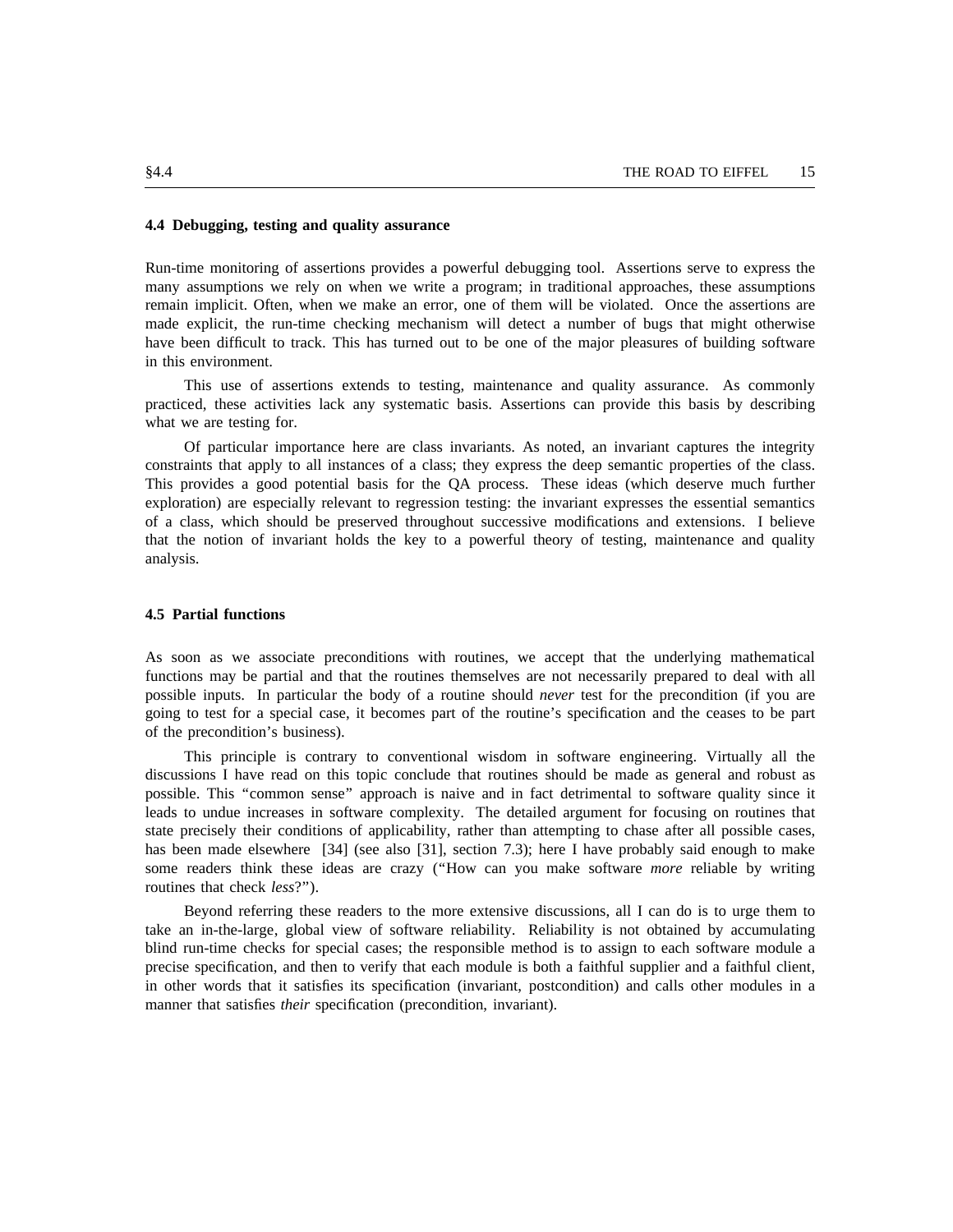### 4.4 Debugging, testing and quality assurance

Run-time monitoring of assertions provides a powerful debugging tool. Assertions serve to express the many assumptions we rely on when we write a program; in traditional approaches, these assumptions remain implicit. Often, when we make an error, one of them will be violated. Once the assertions are made explicit, the run-time checking mechanism will detect a number of bugs that might otherwise have been difficult to track. This has turned out to be one of the major pleasures of building software in this environment.

This use of assertions extends to testing, maintenance and quality assurance. As commonly practiced, these activities lack any systematic basis. Assertions can provide this basis by describing what we are testing for.

Of particular importance here are class invariants. As noted, an invariant captures the integrity constraints that apply to all instances of a class; they express the deep semantic properties of the class. This provides a good potential basis for the QA process. These ideas (which deserve much further exploration) are especially relevant to regression testing: the invariant expresses the essential semantics of a class, which should be preserved throughout successive modifications and extensions. I believe that the notion of invariant holds the key to a powerful theory of testing, maintenance and quality analysis.

### 4.5 Partial functions

As soon as we associate preconditions with routines, we accept that the underlying mathematical functions may be partial and that the routines themselves are not necessarily prepared to deal with all possible inputs. In particular the body of a routine should *never* test for the precondition (if you are going to test for a special case, it becomes part of the routine's specification and the ceases to be part of the precondition's business).

This principle is contrary to conventional wisdom in software engineering. Virtually all the discussions I have read on this topic conclude that routines should be made as general and robust as possible. This "common sense" approach is naive and in fact detrimental to software quality since it leads to undue increases in software complexity. The detailed argument for focusing on routines that state precisely their conditions of applicability, rather than attempting to chase after all possible cases, has been made elsewhere [34] (see also [31], section 7.3); here I have probably said enough to make some readers think these ideas are crazy ("How can you make software *more* reliable by writing routines that check *less*?").

Beyond referring these readers to the more extensive discussions, all I can do is to urge them to take an in-the-large, global view of software reliability. Reliability is not obtained by accumulating blind run-time checks for special cases; the responsible method is to assign to each software module a precise specification, and then to verify that each module is both a faithful supplier and a faithful client, in other words that it satisfies its specification (invariant, postcondition) and calls other modules in a manner that satisfies *their* specification (precondition, invariant).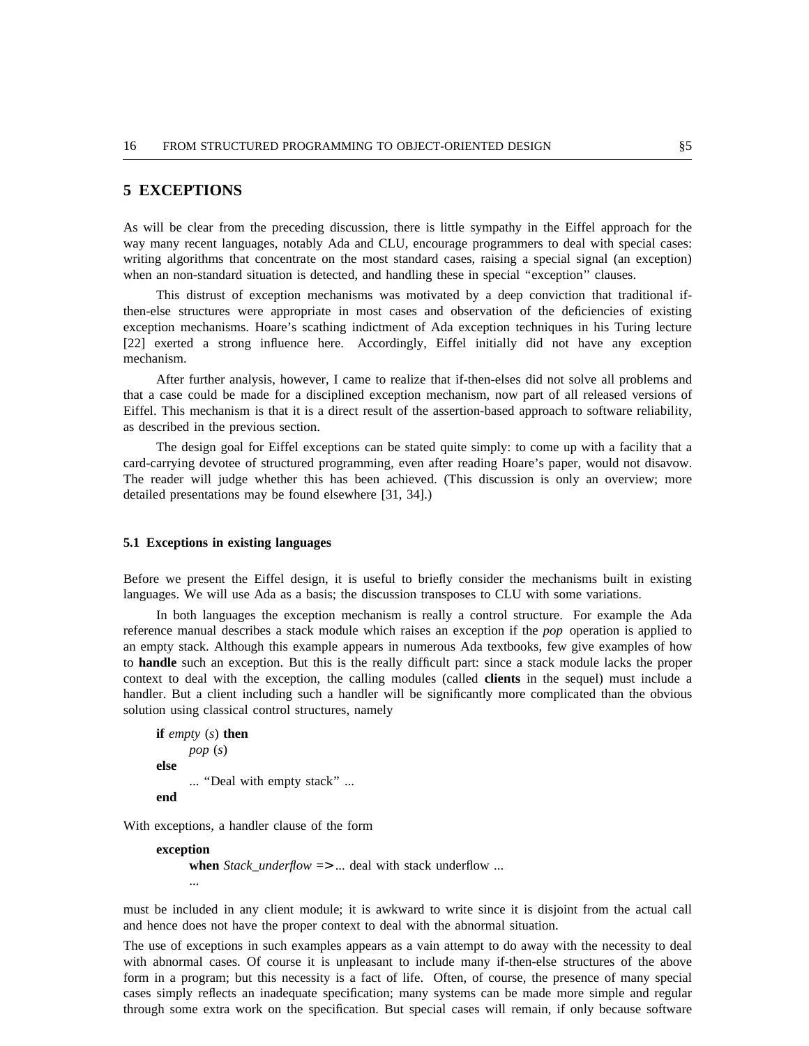## 5 EXCEPTIONS

As will be clear from the preceding discussion, there is little sympathy in the Eiffel approach for the way many recent languages, notably Ada and CLU, encourage programmers to deal with special cases: writing algorithms that concentrate on the most standard cases, raising a special signal (an exception) when an non-standard situation is detected, and handling these in special "exception" clauses.

This distrust of exception mechanisms was motivated by a deep conviction that traditional if-then-else structures were appropriate in most cases and observation of the deficiencies of existing exception mechanisms. Hoare's scathing indictment of Ada exception techniques in his Turing lecture [22] exerted a strong influence here. Accordingly, Eiffel initially did not have any exception mechanism.

After further analysis, however, I came to realize that if-then-elses did not solve all problems and that a case could be made for a disciplined exception mechanism, now part of all released versions of Eiffel. This mechanism is that it is a direct result of the assertion-based approach to software reliability, as described in the previous section.

The design goal for Eiffel exceptions can be stated quite simply: to come up with a facility that a card-carrying devotee of structured programming, even after reading Hoare's paper, would not disavow. The reader will judge whether this has been achieved. (This discussion is only an overview; more detailed presentations may be found elsewhere [31, 34].)

### 5.1 Exceptions in existing languages

Before we present the Eiffel design, it is useful to briefly consider the mechanisms built in existing languages. We will use Ada as a basis; the discussion transposes to CLU with some variations.

In both languages the exception mechanism is really a control structure. For example the Ada reference manual describes a stack module which raises an exception if the *pop* operation is applied to an empty stack. Although this example appears in numerous Ada textbooks, few give examples of how to **handle** such an exception. But this is the really difficult part: since a stack module lacks the proper context to deal with the exception, the calling modules (called **clients** in the sequel) must include a handler. But a client including such a handler will be significantly more complicated than the obvious solution using classical control structures, namely

```
if empty (s) then
    pop (s)
else
    ... "Deal with empty stack" ...
end
```

With exceptions, a handler clause of the form

```
exception
    when Stack_underflow => ... deal with stack underflow ...
    ...
```

must be included in any client module; it is awkward to write since it is disjoint from the actual call and hence does not have the proper context to deal with the abnormal situation.

The use of exceptions in such examples appears as a vain attempt to do away with the necessity to deal with abnormal cases. Of course it is unpleasant to include many if-then-else structures of the above form in a program; but this necessity is a fact of life. Often, of course, the presence of many special cases simply reflects an inadequate specification; many systems can be made more simple and regular through some extra work on the specification. But special cases will remain, if only because software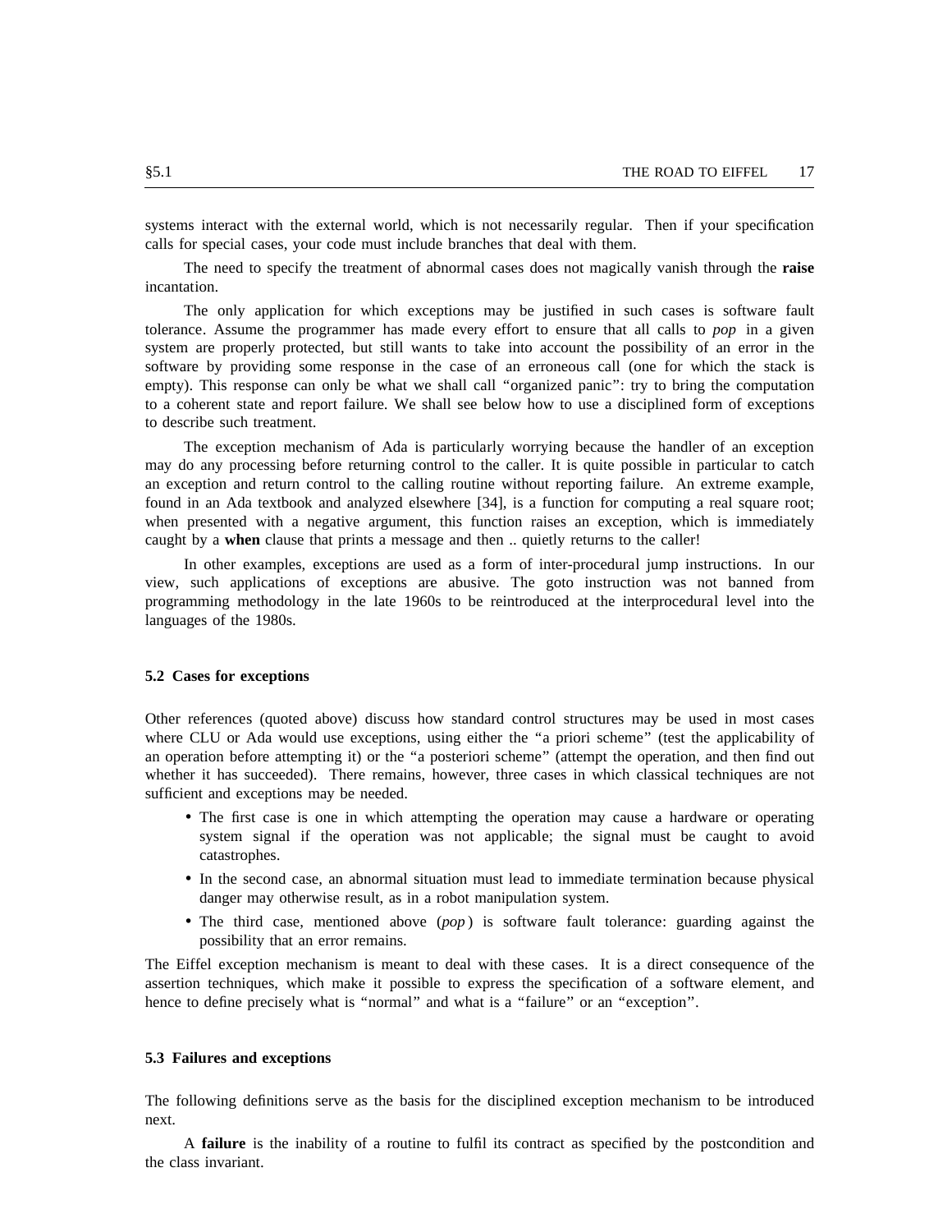systems interact with the external world, which is not necessarily regular. Then if your specification calls for special cases, your code must include branches that deal with them.

The need to specify the treatment of abnormal cases does not magically vanish through the **raise** incantation.

The only application for which exceptions may be justified in such cases is software fault tolerance. Assume the programmer has made every effort to ensure that all calls to *pop* in a given system are properly protected, but still wants to take into account the possibility of an error in the software by providing some response in the case of an erroneous call (one for which the stack is empty). This response can only be what we shall call "organized panic": try to bring the computation to a coherent state and report failure. We shall see below how to use a disciplined form of exceptions to describe such treatment.

The exception mechanism of Ada is particularly worrying because the handler of an exception may do any processing before returning control to the caller. It is quite possible in particular to catch an exception and return control to the calling routine without reporting failure. An extreme example, found in an Ada textbook and analyzed elsewhere [34], is a function for computing a real square root; when presented with a negative argument, this function raises an exception, which is immediately caught by a **when** clause that prints a message and then .. quietly returns to the caller!

In other examples, exceptions are used as a form of inter-procedural jump instructions. In our view, such applications of exceptions are abusive. The goto instruction was not banned from programming methodology in the late 1960s to be reintroduced at the interprocedural level into the languages of the 1980s.

### 5.2 Cases for exceptions

Other references (quoted above) discuss how standard control structures may be used in most cases where CLU or Ada would use exceptions, using either the "a priori scheme" (test the applicability of an operation before attempting it) or the "a posteriori scheme" (attempt the operation, and then find out whether it has succeeded). There remains, however, three cases in which classical techniques are not sufficient and exceptions may be needed.

- The first case is one in which attempting the operation may cause a hardware or operating system signal if the operation was not applicable; the signal must be caught to avoid catastrophes.
- In the second case, an abnormal situation must lead to immediate termination because physical danger may otherwise result, as in a robot manipulation system.
- The third case, mentioned above (*pop*) is software fault tolerance: guarding against the possibility that an error remains.

The Eiffel exception mechanism is meant to deal with these cases. It is a direct consequence of the assertion techniques, which make it possible to express the specification of a software element, and hence to define precisely what is "normal" and what is a "failure" or an "exception".

### 5.3 Failures and exceptions

The following definitions serve as the basis for the disciplined exception mechanism to be introduced next.

A **failure** is the inability of a routine to fulfil its contract as specified by the postcondition and the class invariant.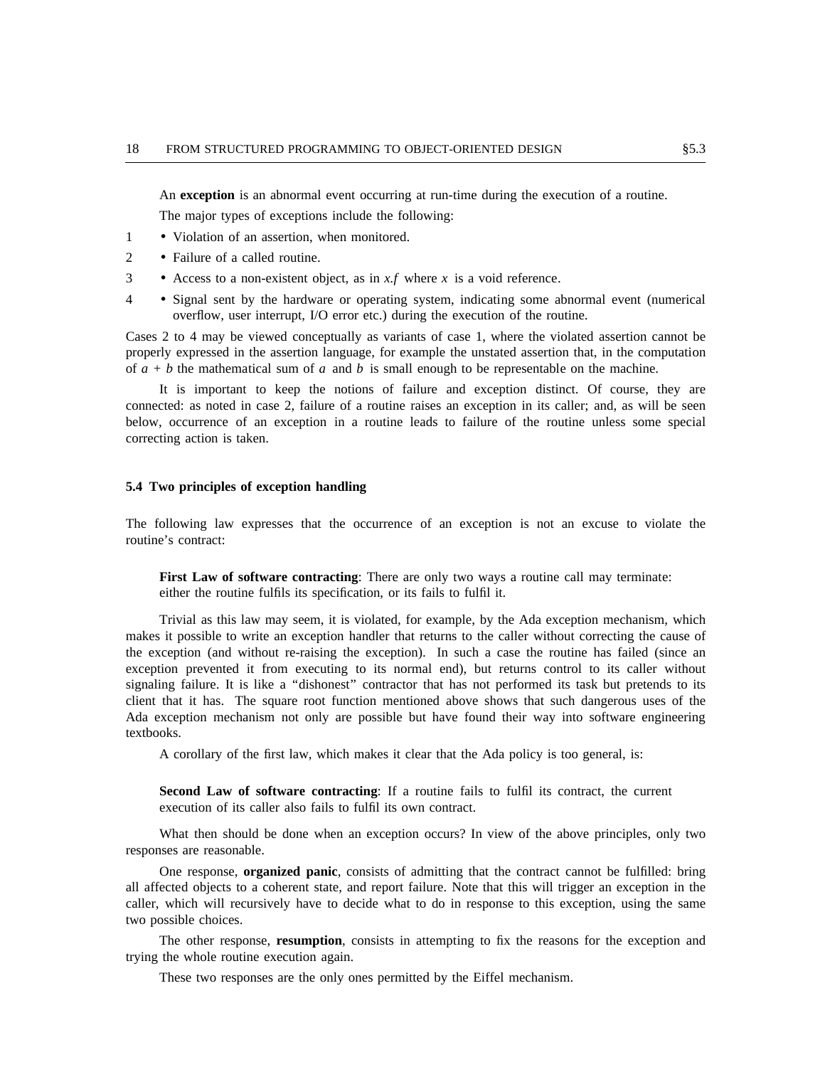An **exception** is an abnormal event occurring at run-time during the execution of a routine.

The major types of exceptions include the following:

1. Violation of an assertion, when monitored.
2. Failure of a called routine.
3. Access to a non-existent object, as in $x.f$ where $x$ is a void reference.
4. Signal sent by the hardware or operating system, indicating some abnormal event (numerical overflow, user interrupt, I/O error etc.) during the execution of the routine.

Cases 2 to 4 may be viewed conceptually as variants of case 1, where the violated assertion cannot be properly expressed in the assertion language, for example the unstated assertion that, in the computation of $a + b$ the mathematical sum of $a$ and $b$ is small enough to be representable on the machine.

It is important to keep the notions of failure and exception distinct. Of course, they are connected: as noted in case 2, failure of a routine raises an exception in its caller; and, as will be seen below, occurrence of an exception in a routine leads to failure of the routine unless some special correcting action is taken.

### 5.4 Two principles of exception handling

The following law expresses that the occurrence of an exception is not an excuse to violate the routine's contract:

> **First Law of software contracting**: There are only two ways a routine call may terminate: either the routine fulfils its specification, or its fails to fulfil it.

Trivial as this law may seem, it is violated, for example, by the Ada exception mechanism, which makes it possible to write an exception handler that returns to the caller without correcting the cause of the exception (and without re-raising the exception). In such a case the routine has failed (since an exception prevented it from executing to its normal end), but returns control to its caller without signaling failure. It is like a "dishonest" contractor that has not performed its task but pretends to its client that it has. The square root function mentioned above shows that such dangerous uses of the Ada exception mechanism not only are possible but have found their way into software engineering textbooks.

A corollary of the first law, which makes it clear that the Ada policy is too general, is:

> **Second Law of software contracting**: If a routine fails to fulfil its contract, the current execution of its caller also fails to fulfil its own contract.

What then should be done when an exception occurs? In view of the above principles, only two responses are reasonable.

One response, **organized panic**, consists of admitting that the contract cannot be fulfilled: bring all affected objects to a coherent state, and report failure. Note that this will trigger an exception in the caller, which will recursively have to decide what to do in response to this exception, using the same two possible choices.

The other response, **resumption**, consists in attempting to fix the reasons for the exception and trying the whole routine execution again.

These two responses are the only ones permitted by the Eiffel mechanism.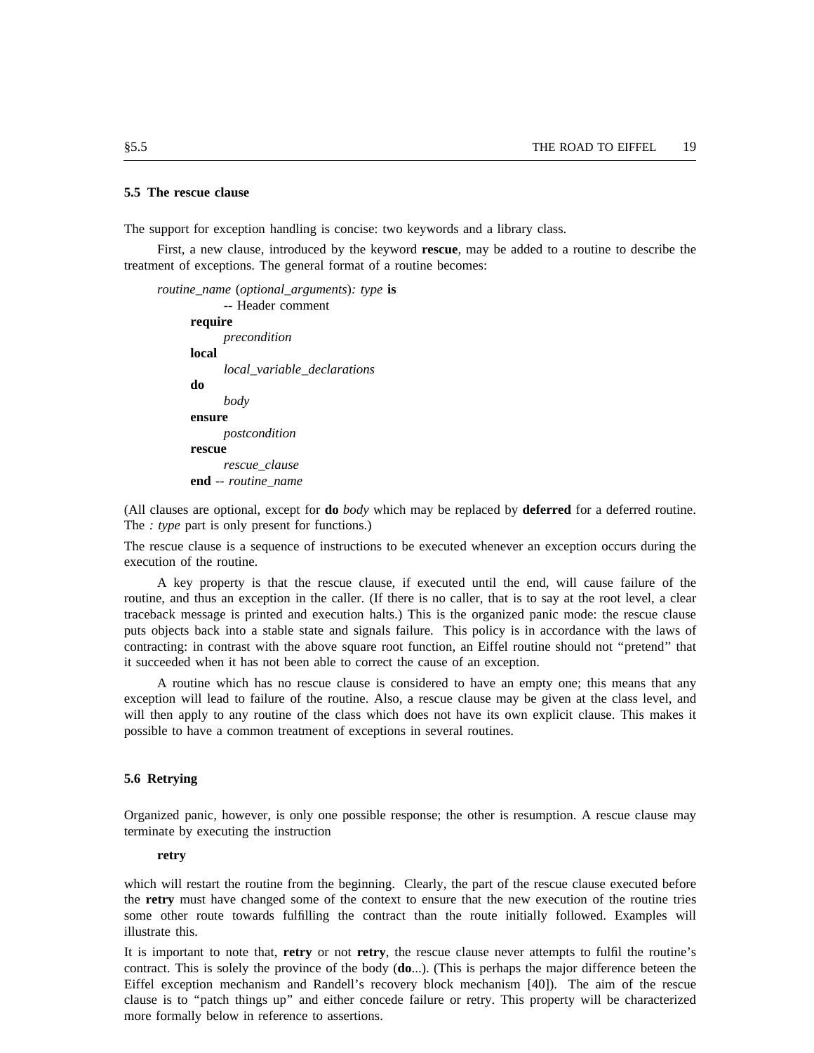### 5.5 The rescue clause

The support for exception handling is concise: two keywords and a library class.

First, a new clause, introduced by the keyword **rescue**, may be added to a routine to describe the treatment of exceptions. The general format of a routine becomes:

```
routine_name (optional_arguments): type is
        -- Header comment
    require
        precondition
    local
        local_variable_declarations
    do
        body
    ensure
        postcondition
    rescue
        rescue_clause
    end -- routine_name
```

(All clauses are optional, except for **do** *body* which may be replaced by **deferred** for a deferred routine. The *: type* part is only present for functions.)

The rescue clause is a sequence of instructions to be executed whenever an exception occurs during the execution of the routine.

A key property is that the rescue clause, if executed until the end, will cause failure of the routine, and thus an exception in the caller. (If there is no caller, that is to say at the root level, a clear traceback message is printed and execution halts.) This is the organized panic mode: the rescue clause puts objects back into a stable state and signals failure. This policy is in accordance with the laws of contracting: in contrast with the above square root function, an Eiffel routine should not "pretend" that it succeeded when it has not been able to correct the cause of an exception.

A routine which has no rescue clause is considered to have an empty one; this means that any exception will lead to failure of the routine. Also, a rescue clause may be given at the class level, and will then apply to any routine of the class which does not have its own explicit clause. This makes it possible to have a common treatment of exceptions in several routines.

### 5.6 Retrying

Organized panic, however, is only one possible response; the other is resumption. A rescue clause may terminate by executing the instruction

**retry**

which will restart the routine from the beginning. Clearly, the part of the rescue clause executed before the **retry** must have changed some of the context to ensure that the new execution of the routine tries some other route towards fulfilling the contract than the route initially followed. Examples will illustrate this.

It is important to note that, **retry** or not **retry**, the rescue clause never attempts to fulfil the routine's contract. This is solely the province of the body (**do**...). (This is perhaps the major difference beteen the Eiffel exception mechanism and Randell's recovery block mechanism [40]). The aim of the rescue clause is to "patch things up" and either concede failure or retry. This property will be characterized more formally below in reference to assertions.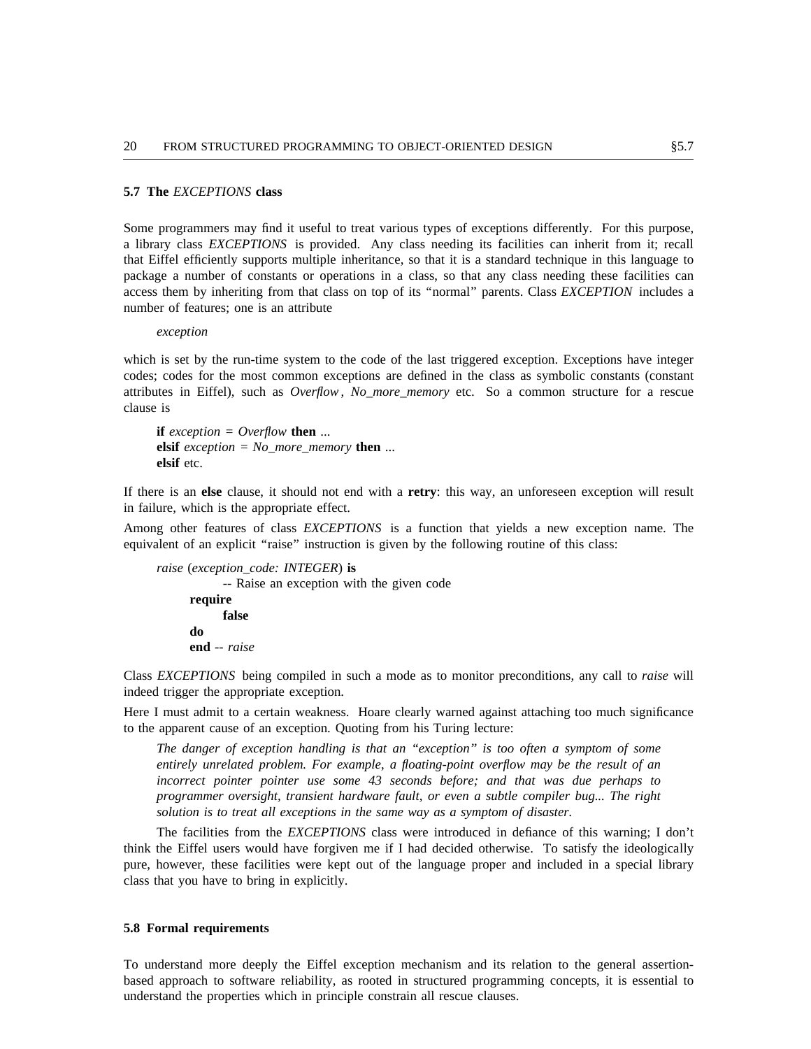### 5.7 The *EXCEPTIONS* class

Some programmers may find it useful to treat various types of exceptions differently. For this purpose, a library class *EXCEPTIONS* is provided. Any class needing its facilities can inherit from it; recall that Eiffel efficiently supports multiple inheritance, so that it is a standard technique in this language to package a number of constants or operations in a class, so that any class needing these facilities can access them by inheriting from that class on top of its "normal" parents. Class *EXCEPTION* includes a number of features; one is an attribute

*exception*

which is set by the run-time system to the code of the last triggered exception. Exceptions have integer codes; codes for the most common exceptions are defined in the class as symbolic constants (constant attributes in Eiffel), such as *Overflow*, *No_more_memory* etc. So a common structure for a rescue clause is

```
if exception = Overflow then ...
elsif exception = No_more_memory then ...
elsif etc.
```

If there is an **else** clause, it should not end with a **retry**: this way, an unforeseen exception will result in failure, which is the appropriate effect.

Among other features of class *EXCEPTIONS* is a function that yields a new exception name. The equivalent of an explicit "raise" instruction is given by the following routine of this class:

```
raise (exception_code: INTEGER) is
        -- Raise an exception with the given code
    require
        false
    do
    end -- raise
```

Class *EXCEPTIONS* being compiled in such a mode as to monitor preconditions, any call to *raise* will indeed trigger the appropriate exception.

Here I must admit to a certain weakness. Hoare clearly warned against attaching too much significance to the apparent cause of an exception. Quoting from his Turing lecture:

> *The danger of exception handling is that an "exception" is too often a symptom of some entirely unrelated problem. For example, a floating-point overflow may be the result of an incorrect pointer pointer use some 43 seconds before; and that was due perhaps to programmer oversight, transient hardware fault, or even a subtle compiler bug... The right solution is to treat all exceptions in the same way as a symptom of disaster.*

The facilities from the *EXCEPTIONS* class were introduced in defiance of this warning; I don't think the Eiffel users would have forgiven me if I had decided otherwise. To satisfy the ideologically pure, however, these facilities were kept out of the language proper and included in a special library class that you have to bring in explicitly.

### 5.8 Formal requirements

To understand more deeply the Eiffel exception mechanism and its relation to the general assertion-based approach to software reliability, as rooted in structured programming concepts, it is essential to understand the properties which in principle constrain all rescue clauses.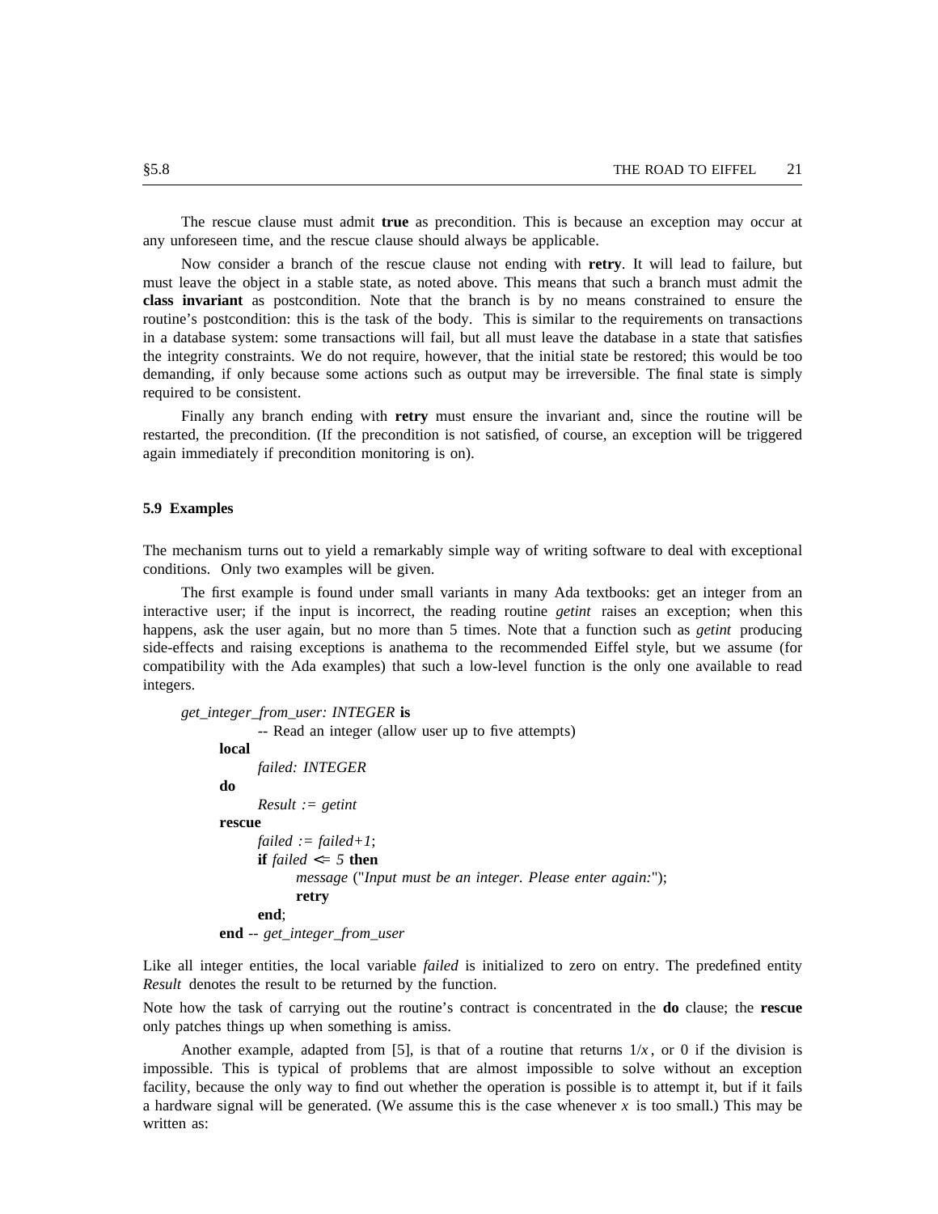The rescue clause must admit **true** as precondition. This is because an exception may occur at any unforeseen time, and the rescue clause should always be applicable.

Now consider a branch of the rescue clause not ending with **retry**. It will lead to failure, but must leave the object in a stable state, as noted above. This means that such a branch must admit the **class invariant** as postcondition. Note that the branch is by no means constrained to ensure the routine's postcondition: this is the task of the body. This is similar to the requirements on transactions in a database system: some transactions will fail, but all must leave the database in a state that satisfies the integrity constraints. We do not require, however, that the initial state be restored; this would be too demanding, if only because some actions such as output may be irreversible. The final state is simply required to be consistent.

Finally any branch ending with **retry** must ensure the invariant and, since the routine will be restarted, the precondition. (If the precondition is not satisfied, of course, an exception will be triggered again immediately if precondition monitoring is on).

### 5.9 Examples

The mechanism turns out to yield a remarkably simple way of writing software to deal with exceptional conditions. Only two examples will be given.

The first example is found under small variants in many Ada textbooks: get an integer from an interactive user; if the input is incorrect, the reading routine *getint* raises an exception; when this happens, ask the user again, but no more than 5 times. Note that a function such as *getint* producing side-effects and raising exceptions is anathema to the recommended Eiffel style, but we assume (for compatibility with the Ada examples) that such a low-level function is the only one available to read integers.

```
get_integer_from_user: INTEGER is
        -- Read an integer (allow user up to five attempts)
    local
        failed: INTEGER
    do
        Result := getint
    rescue
        failed := failed+1;
        if failed <= 5 then
            message ("Input must be an integer. Please enter again:");
            retry
        end;
    end -- get_integer_from_user
```

Like all integer entities, the local variable *failed* is initialized to zero on entry. The predefined entity *Result* denotes the result to be returned by the function.

Note how the task of carrying out the routine's contract is concentrated in the **do** clause; the **rescue** only patches things up when something is amiss.

Another example, adapted from [5], is that of a routine that returns $1/x$, or 0 if the division is impossible. This is typical of problems that are almost impossible to solve without an exception facility, because the only way to find out whether the operation is possible is to attempt it, but if it fails a hardware signal will be generated. (We assume this is the case whenever $x$ is too small.) This may be written as: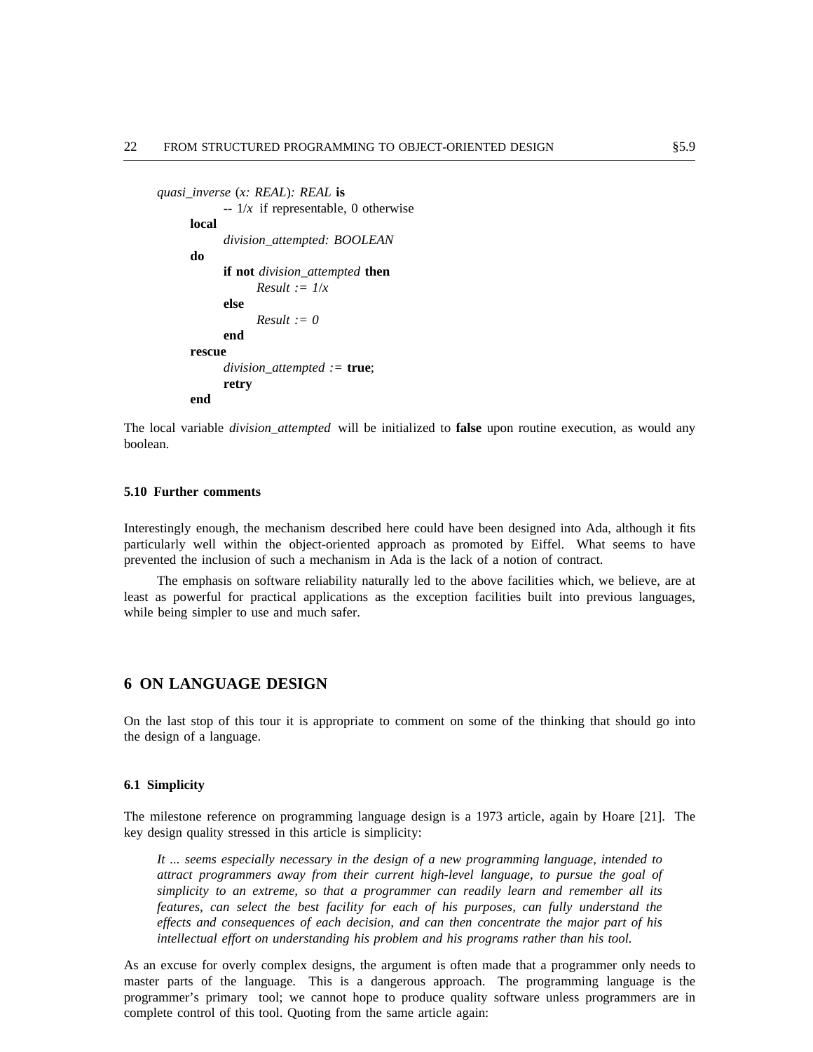```
quasi_inverse (x: REAL): REAL is
        -- 1/x if representable, 0 otherwise
    local
        division_attempted: BOOLEAN
    do
        if not division_attempted then
            Result := 1/x
        else
            Result := 0
        end
    rescue
        division_attempted := true;
        retry
    end
```

The local variable *division_attempted* will be initialized to **false** upon routine execution, as would any boolean.

### 5.10 Further comments

Interestingly enough, the mechanism described here could have been designed into Ada, although it fits particularly well within the object-oriented approach as promoted by Eiffel. What seems to have prevented the inclusion of such a mechanism in Ada is the lack of a notion of contract.

The emphasis on software reliability naturally led to the above facilities which, we believe, are at least as powerful for practical applications as the exception facilities built into previous languages, while being simpler to use and much safer.

## 6 ON LANGUAGE DESIGN

On the last stop of this tour it is appropriate to comment on some of the thinking that should go into the design of a language.

### 6.1 Simplicity

The milestone reference on programming language design is a 1973 article, again by Hoare [21]. The key design quality stressed in this article is simplicity:

> *It ... seems especially necessary in the design of a new programming language, intended to attract programmers away from their current high-level language, to pursue the goal of simplicity to an extreme, so that a programmer can readily learn and remember all its features, can select the best facility for each of his purposes, can fully understand the effects and consequences of each decision, and can then concentrate the major part of his intellectual effort on understanding his problem and his programs rather than his tool.*

As an excuse for overly complex designs, the argument is often made that a programmer only needs to master parts of the language. This is a dangerous approach. The programming language is the programmer's primary tool; we cannot hope to produce quality software unless programmers are in complete control of this tool. Quoting from the same article again: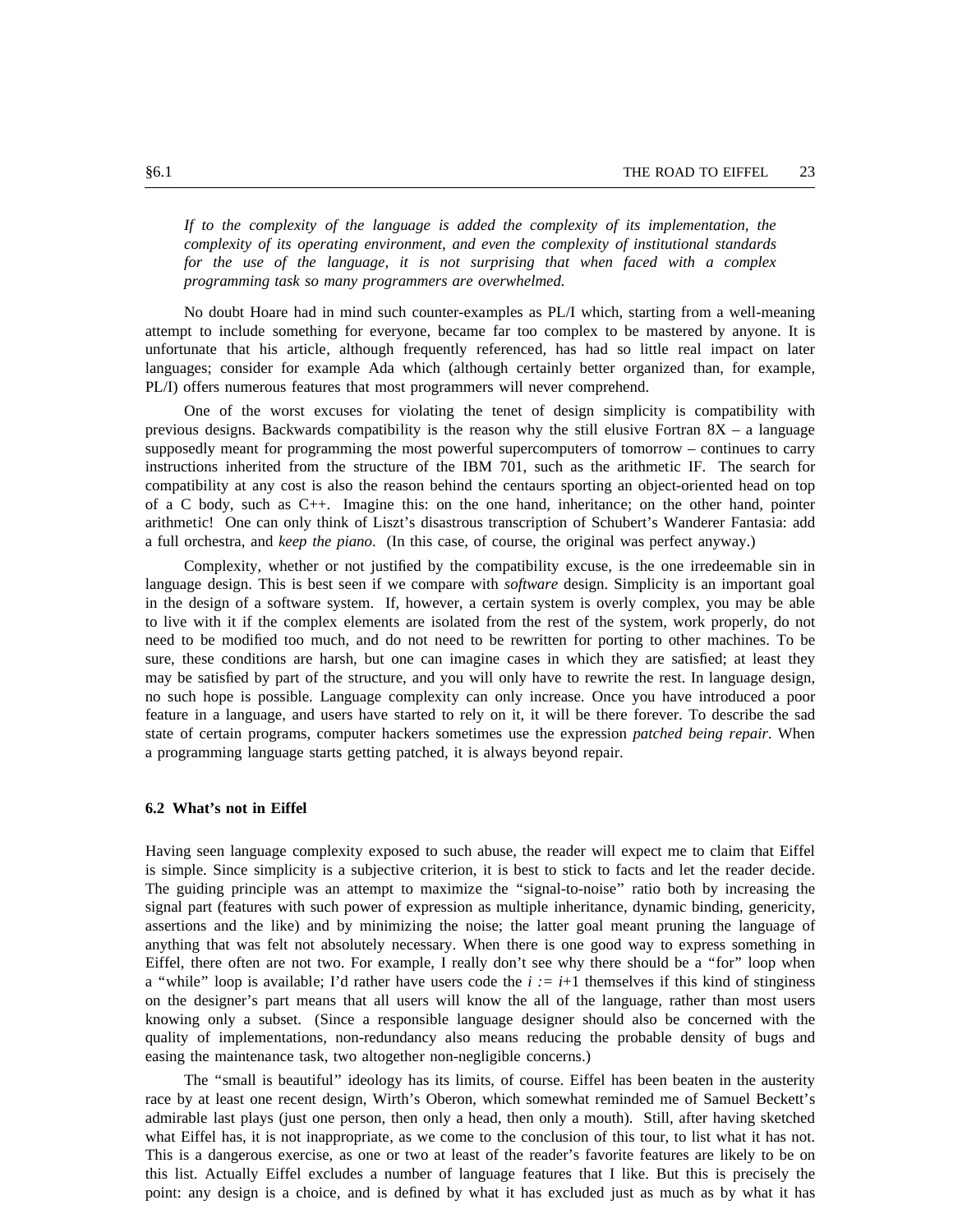*If to the complexity of the language is added the complexity of its implementation, the complexity of its operating environment, and even the complexity of institutional standards for the use of the language, it is not surprising that when faced with a complex programming task so many programmers are overwhelmed.*

No doubt Hoare had in mind such counter-examples as PL/I which, starting from a well-meaning attempt to include something for everyone, became far too complex to be mastered by anyone. It is unfortunate that his article, although frequently referenced, has had so little real impact on later languages; consider for example Ada which (although certainly better organized than, for example, PL/I) offers numerous features that most programmers will never comprehend.

One of the worst excuses for violating the tenet of design simplicity is compatibility with previous designs. Backwards compatibility is the reason why the still elusive Fortran 8X – a language supposedly meant for programming the most powerful supercomputers of tomorrow – continues to carry instructions inherited from the structure of the IBM 701, such as the arithmetic IF. The search for compatibility at any cost is also the reason behind the centaurs sporting an object-oriented head on top of a C body, such as C++. Imagine this: on the one hand, inheritance; on the other hand, pointer arithmetic! One can only think of Liszt's disastrous transcription of Schubert's Wanderer Fantasia: add a full orchestra, and *keep the piano*. (In this case, of course, the original was perfect anyway.)

Complexity, whether or not justified by the compatibility excuse, is the one irredeemable sin in language design. This is best seen if we compare with *software* design. Simplicity is an important goal in the design of a software system. If, however, a certain system is overly complex, you may be able to live with it if the complex elements are isolated from the rest of the system, work properly, do not need to be modified too much, and do not need to be rewritten for porting to other machines. To be sure, these conditions are harsh, but one can imagine cases in which they are satisfied; at least they may be satisfied by part of the structure, and you will only have to rewrite the rest. In language design, no such hope is possible. Language complexity can only increase. Once you have introduced a poor feature in a language, and users have started to rely on it, it will be there forever. To describe the sad state of certain programs, computer hackers sometimes use the expression *patched being repair*. When a programming language starts getting patched, it is always beyond repair.

## 6.2 What's not in Eiffel

Having seen language complexity exposed to such abuse, the reader will expect me to claim that Eiffel is simple. Since simplicity is a subjective criterion, it is best to stick to facts and let the reader decide. The guiding principle was an attempt to maximize the "signal-to-noise" ratio both by increasing the signal part (features with such power of expression as multiple inheritance, dynamic binding, genericity, assertions and the like) and by minimizing the noise; the latter goal meant pruning the language of anything that was felt not absolutely necessary. When there is one good way to express something in Eiffel, there often are not two. For example, I really don't see why there should be a "for" loop when a "while" loop is available; I'd rather have users code the $i := i+1$ themselves if this kind of stinginess on the designer's part means that all users will know the all of the language, rather than most users knowing only a subset. (Since a responsible language designer should also be concerned with the quality of implementations, non-redundancy also means reducing the probable density of bugs and easing the maintenance task, two altogether non-negligible concerns.)

The "small is beautiful" ideology has its limits, of course. Eiffel has been beaten in the austerity race by at least one recent design, Wirth's Oberon, which somewhat reminded me of Samuel Beckett's admirable last plays (just one person, then only a head, then only a mouth). Still, after having sketched what Eiffel has, it is not inappropriate, as we come to the conclusion of this tour, to list what it has not. This is a dangerous exercise, as one or two at least of the reader's favorite features are likely to be on this list. Actually Eiffel excludes a number of language features that I like. But this is precisely the point: any design is a choice, and is defined by what it has excluded just as much as by what it has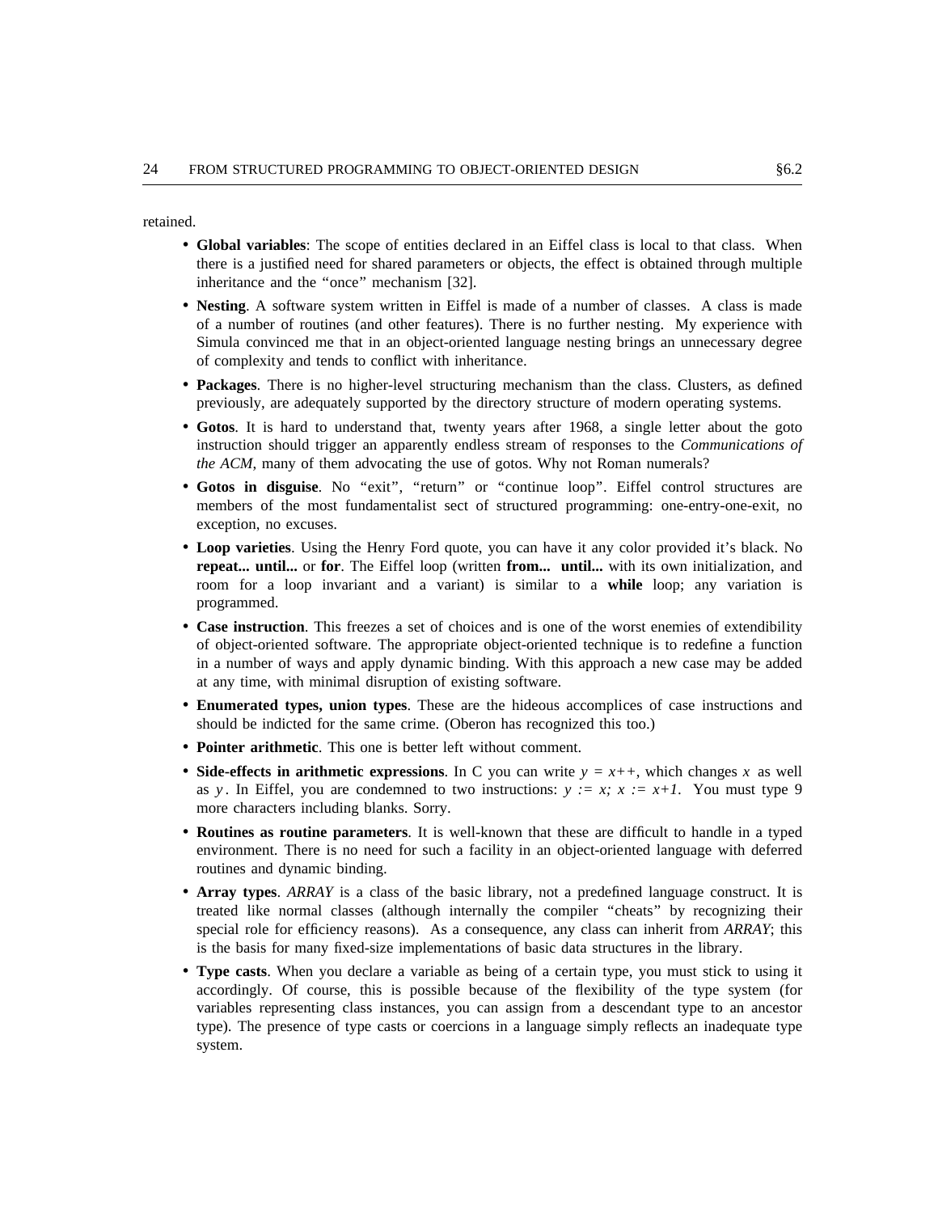retained.

- **Global variables**: The scope of entities declared in an Eiffel class is local to that class. When there is a justified need for shared parameters or objects, the effect is obtained through multiple inheritance and the "once" mechanism [32].
- **Nesting**. A software system written in Eiffel is made of a number of classes. A class is made of a number of routines (and other features). There is no further nesting. My experience with Simula convinced me that in an object-oriented language nesting brings an unnecessary degree of complexity and tends to conflict with inheritance.
- **Packages**. There is no higher-level structuring mechanism than the class. Clusters, as defined previously, are adequately supported by the directory structure of modern operating systems.
- **Gotos**. It is hard to understand that, twenty years after 1968, a single letter about the goto instruction should trigger an apparently endless stream of responses to the *Communications of the ACM*, many of them advocating the use of gotos. Why not Roman numerals?
- **Gotos in disguise**. No "exit", "return" or "continue loop". Eiffel control structures are members of the most fundamentalist sect of structured programming: one-entry-one-exit, no exception, no excuses.
- **Loop varieties**. Using the Henry Ford quote, you can have it any color provided it's black. No **repeat... until...** or **for**. The Eiffel loop (written **from... until...** with its own initialization, and room for a loop invariant and a variant) is similar to a **while** loop; any variation is programmed.
- **Case instruction**. This freezes a set of choices and is one of the worst enemies of extendibility of object-oriented software. The appropriate object-oriented technique is to redefine a function in a number of ways and apply dynamic binding. With this approach a new case may be added at any time, with minimal disruption of existing software.
- **Enumerated types, union types**. These are the hideous accomplices of case instructions and should be indicted for the same crime. (Oberon has recognized this too.)
- **Pointer arithmetic**. This one is better left without comment.
- **Side-effects in arithmetic expressions**. In C you can write $y = x{+}{+}$, which changes $x$ as well as $y$. In Eiffel, you are condemned to two instructions: $y := x;\ x := x{+}1$. You must type 9 more characters including blanks. Sorry.
- **Routines as routine parameters**. It is well-known that these are difficult to handle in a typed environment. There is no need for such a facility in an object-oriented language with deferred routines and dynamic binding.
- **Array types**. *ARRAY* is a class of the basic library, not a predefined language construct. It is treated like normal classes (although internally the compiler "cheats" by recognizing their special role for efficiency reasons). As a consequence, any class can inherit from *ARRAY*; this is the basis for many fixed-size implementations of basic data structures in the library.
- **Type casts**. When you declare a variable as being of a certain type, you must stick to using it accordingly. Of course, this is possible because of the flexibility of the type system (for variables representing class instances, you can assign from a descendant type to an ancestor type). The presence of type casts or coercions in a language simply reflects an inadequate type system.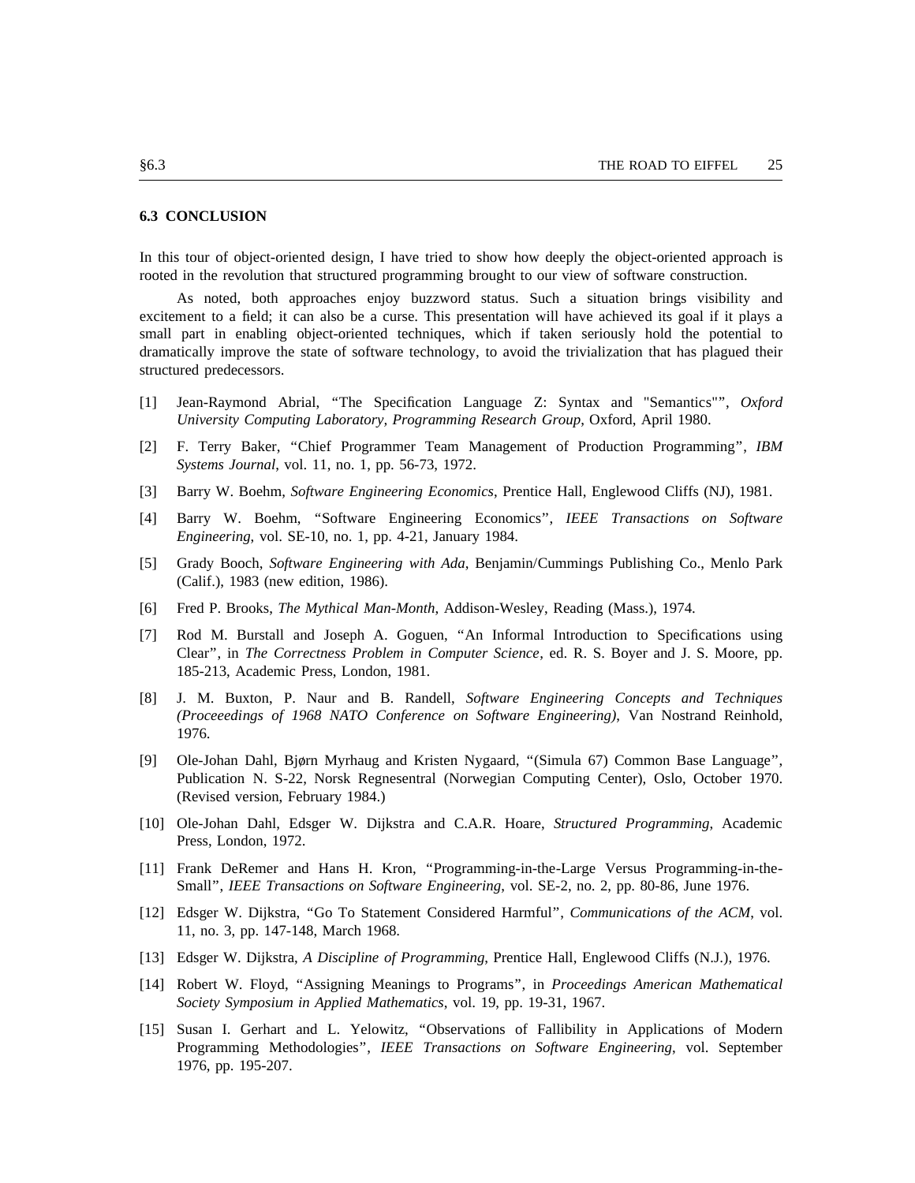### 6.3 CONCLUSION

In this tour of object-oriented design, I have tried to show how deeply the object-oriented approach is rooted in the revolution that structured programming brought to our view of software construction.

As noted, both approaches enjoy buzzword status. Such a situation brings visibility and excitement to a field; it can also be a curse. This presentation will have achieved its goal if it plays a small part in enabling object-oriented techniques, which if taken seriously hold the potential to dramatically improve the state of software technology, to avoid the trivialization that has plagued their structured predecessors.

[1] Jean-Raymond Abrial, "The Specification Language Z: Syntax and "Semantics"", *Oxford University Computing Laboratory, Programming Research Group*, Oxford, April 1980.

[2] F. Terry Baker, "Chief Programmer Team Management of Production Programming", *IBM Systems Journal*, vol. 11, no. 1, pp. 56-73, 1972.

[3] Barry W. Boehm, *Software Engineering Economics*, Prentice Hall, Englewood Cliffs (NJ), 1981.

[4] Barry W. Boehm, "Software Engineering Economics", *IEEE Transactions on Software Engineering*, vol. SE-10, no. 1, pp. 4-21, January 1984.

[5] Grady Booch, *Software Engineering with Ada*, Benjamin/Cummings Publishing Co., Menlo Park (Calif.), 1983 (new edition, 1986).

[6] Fred P. Brooks, *The Mythical Man-Month*, Addison-Wesley, Reading (Mass.), 1974.

[7] Rod M. Burstall and Joseph A. Goguen, "An Informal Introduction to Specifications using Clear", in *The Correctness Problem in Computer Science*, ed. R. S. Boyer and J. S. Moore, pp. 185-213, Academic Press, London, 1981.

[8] J. M. Buxton, P. Naur and B. Randell, *Software Engineering Concepts and Techniques (Proceeedings of 1968 NATO Conference on Software Engineering)*, Van Nostrand Reinhold, 1976.

[9] Ole-Johan Dahl, Bjørn Myrhaug and Kristen Nygaard, "(Simula 67) Common Base Language", Publication N. S-22, Norsk Regnesentral (Norwegian Computing Center), Oslo, October 1970. (Revised version, February 1984.)

[10] Ole-Johan Dahl, Edsger W. Dijkstra and C.A.R. Hoare, *Structured Programming*, Academic Press, London, 1972.

[11] Frank DeRemer and Hans H. Kron, "Programming-in-the-Large Versus Programming-in-the-Small", *IEEE Transactions on Software Engineering*, vol. SE-2, no. 2, pp. 80-86, June 1976.

[12] Edsger W. Dijkstra, "Go To Statement Considered Harmful", *Communications of the ACM*, vol. 11, no. 3, pp. 147-148, March 1968.

[13] Edsger W. Dijkstra, *A Discipline of Programming*, Prentice Hall, Englewood Cliffs (N.J.), 1976.

[14] Robert W. Floyd, "Assigning Meanings to Programs", in *Proceedings American Mathematical Society Symposium in Applied Mathematics*, vol. 19, pp. 19-31, 1967.

[15] Susan I. Gerhart and L. Yelowitz, "Observations of Fallibility in Applications of Modern Programming Methodologies", *IEEE Transactions on Software Engineering*, vol. September 1976, pp. 195-207.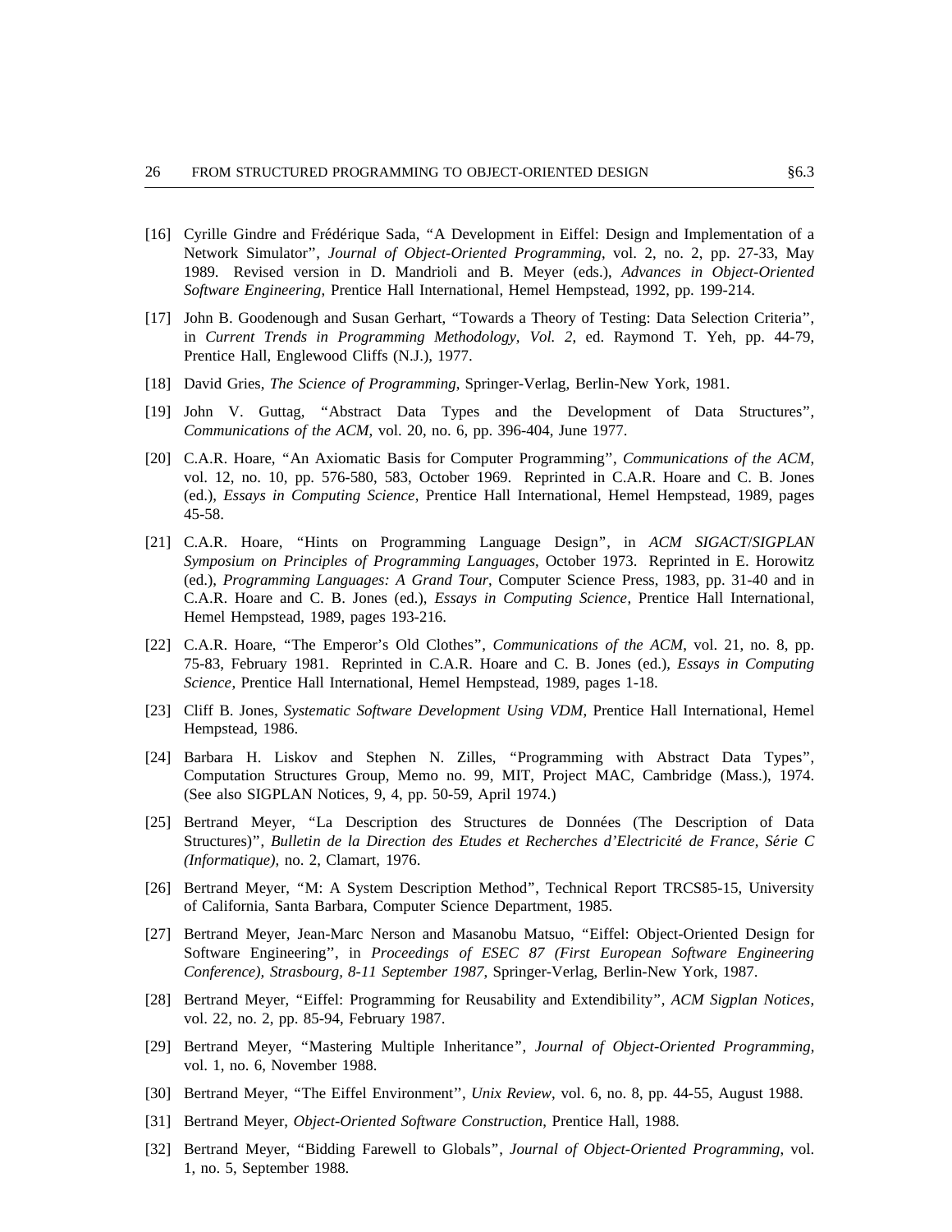[16] Cyrille Gindre and Frédérique Sada, “A Development in Eiffel: Design and Implementation of a Network Simulator”, *Journal of Object-Oriented Programming*, vol. 2, no. 2, pp. 27-33, May 1989. Revised version in D. Mandrioli and B. Meyer (eds.), *Advances in Object-Oriented Software Engineering*, Prentice Hall International, Hemel Hempstead, 1992, pp. 199-214.

[17] John B. Goodenough and Susan Gerhart, “Towards a Theory of Testing: Data Selection Criteria”, in *Current Trends in Programming Methodology, Vol. 2*, ed. Raymond T. Yeh, pp. 44-79, Prentice Hall, Englewood Cliffs (N.J.), 1977.

[18] David Gries, *The Science of Programming*, Springer-Verlag, Berlin-New York, 1981.

[19] John V. Guttag, “Abstract Data Types and the Development of Data Structures”, *Communications of the ACM*, vol. 20, no. 6, pp. 396-404, June 1977.

[20] C.A.R. Hoare, “An Axiomatic Basis for Computer Programming”, *Communications of the ACM*, vol. 12, no. 10, pp. 576-580, 583, October 1969. Reprinted in C.A.R. Hoare and C. B. Jones (ed.), *Essays in Computing Science*, Prentice Hall International, Hemel Hempstead, 1989, pages 45-58.

[21] C.A.R. Hoare, “Hints on Programming Language Design”, in *ACM SIGACT/SIGPLAN Symposium on Principles of Programming Languages*, October 1973. Reprinted in E. Horowitz (ed.), *Programming Languages: A Grand Tour*, Computer Science Press, 1983, pp. 31-40 and in C.A.R. Hoare and C. B. Jones (ed.), *Essays in Computing Science*, Prentice Hall International, Hemel Hempstead, 1989, pages 193-216.

[22] C.A.R. Hoare, “The Emperor’s Old Clothes”, *Communications of the ACM*, vol. 21, no. 8, pp. 75-83, February 1981. Reprinted in C.A.R. Hoare and C. B. Jones (ed.), *Essays in Computing Science*, Prentice Hall International, Hemel Hempstead, 1989, pages 1-18.

[23] Cliff B. Jones, *Systematic Software Development Using VDM*, Prentice Hall International, Hemel Hempstead, 1986.

[24] Barbara H. Liskov and Stephen N. Zilles, “Programming with Abstract Data Types”, Computation Structures Group, Memo no. 99, MIT, Project MAC, Cambridge (Mass.), 1974. (See also SIGPLAN Notices, 9, 4, pp. 50-59, April 1974.)

[25] Bertrand Meyer, “La Description des Structures de Données (The Description of Data Structures)”, *Bulletin de la Direction des Etudes et Recherches d’Electricité de France, Série C (Informatique)*, no. 2, Clamart, 1976.

[26] Bertrand Meyer, “M: A System Description Method”, Technical Report TRCS85-15, University of California, Santa Barbara, Computer Science Department, 1985.

[27] Bertrand Meyer, Jean-Marc Nerson and Masanobu Matsuo, “Eiffel: Object-Oriented Design for Software Engineering”, in *Proceedings of ESEC 87 (First European Software Engineering Conference), Strasbourg, 8-11 September 1987*, Springer-Verlag, Berlin-New York, 1987.

[28] Bertrand Meyer, “Eiffel: Programming for Reusability and Extendibility”, *ACM Sigplan Notices*, vol. 22, no. 2, pp. 85-94, February 1987.

[29] Bertrand Meyer, “Mastering Multiple Inheritance”, *Journal of Object-Oriented Programming*, vol. 1, no. 6, November 1988.

[30] Bertrand Meyer, “The Eiffel Environment”, *Unix Review*, vol. 6, no. 8, pp. 44-55, August 1988.

[31] Bertrand Meyer, *Object-Oriented Software Construction*, Prentice Hall, 1988.

[32] Bertrand Meyer, “Bidding Farewell to Globals”, *Journal of Object-Oriented Programming*, vol. 1, no. 5, September 1988.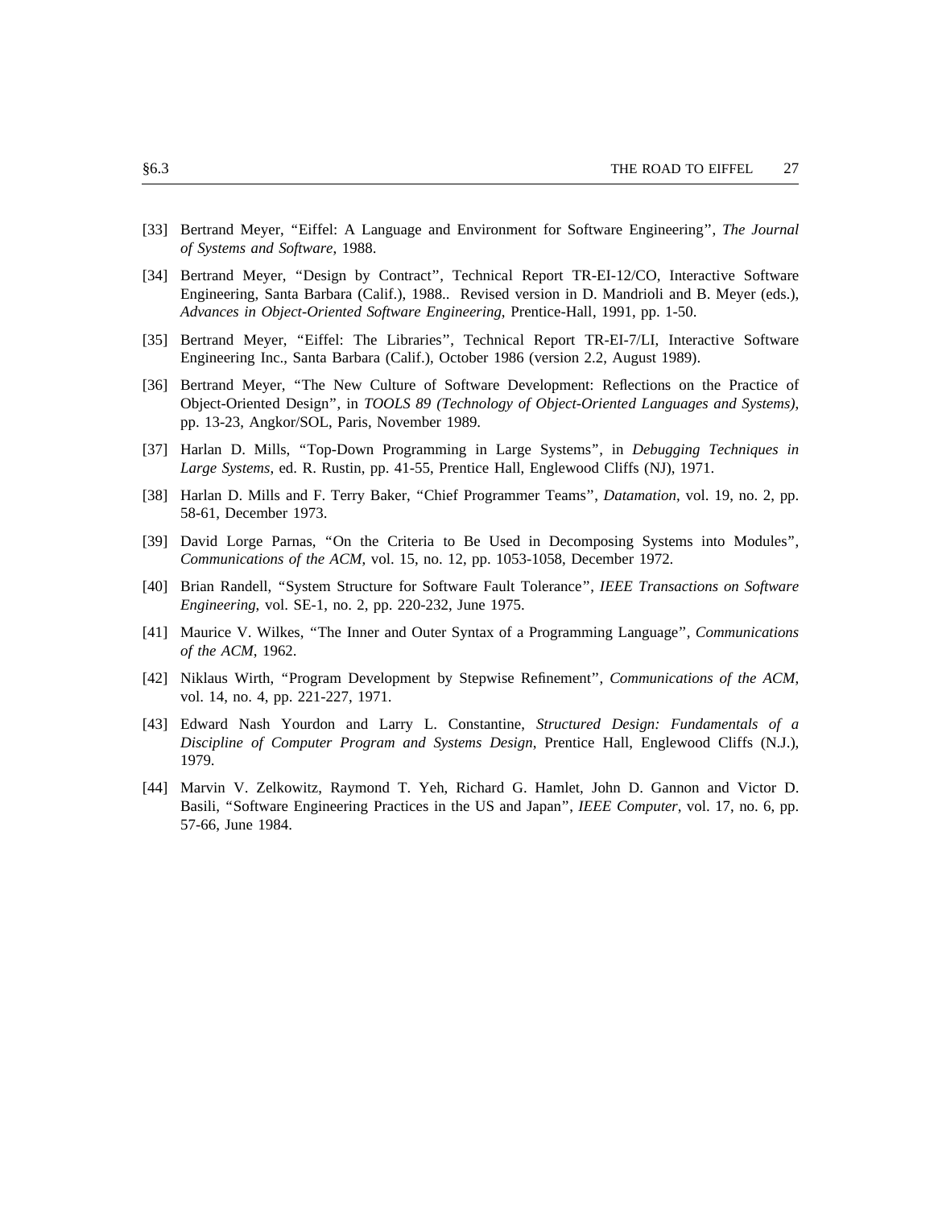[33] Bertrand Meyer, "Eiffel: A Language and Environment for Software Engineering", *The Journal of Systems and Software*, 1988.

[34] Bertrand Meyer, "Design by Contract", Technical Report TR-EI-12/CO, Interactive Software Engineering, Santa Barbara (Calif.), 1988.. Revised version in D. Mandrioli and B. Meyer (eds.), *Advances in Object-Oriented Software Engineering*, Prentice-Hall, 1991, pp. 1-50.

[35] Bertrand Meyer, "Eiffel: The Libraries", Technical Report TR-EI-7/LI, Interactive Software Engineering Inc., Santa Barbara (Calif.), October 1986 (version 2.2, August 1989).

[36] Bertrand Meyer, "The New Culture of Software Development: Reflections on the Practice of Object-Oriented Design", in *TOOLS 89 (Technology of Object-Oriented Languages and Systems)*, pp. 13-23, Angkor/SOL, Paris, November 1989.

[37] Harlan D. Mills, "Top-Down Programming in Large Systems", in *Debugging Techniques in Large Systems*, ed. R. Rustin, pp. 41-55, Prentice Hall, Englewood Cliffs (NJ), 1971.

[38] Harlan D. Mills and F. Terry Baker, "Chief Programmer Teams", *Datamation*, vol. 19, no. 2, pp. 58-61, December 1973.

[39] David Lorge Parnas, "On the Criteria to Be Used in Decomposing Systems into Modules", *Communications of the ACM*, vol. 15, no. 12, pp. 1053-1058, December 1972.

[40] Brian Randell, "System Structure for Software Fault Tolerance", *IEEE Transactions on Software Engineering*, vol. SE-1, no. 2, pp. 220-232, June 1975.

[41] Maurice V. Wilkes, "The Inner and Outer Syntax of a Programming Language", *Communications of the ACM*, 1962.

[42] Niklaus Wirth, "Program Development by Stepwise Refinement", *Communications of the ACM*, vol. 14, no. 4, pp. 221-227, 1971.

[43] Edward Nash Yourdon and Larry L. Constantine, *Structured Design: Fundamentals of a Discipline of Computer Program and Systems Design*, Prentice Hall, Englewood Cliffs (N.J.), 1979.

[44] Marvin V. Zelkowitz, Raymond T. Yeh, Richard G. Hamlet, John D. Gannon and Victor D. Basili, "Software Engineering Practices in the US and Japan", *IEEE Computer*, vol. 17, no. 6, pp. 57-66, June 1984.